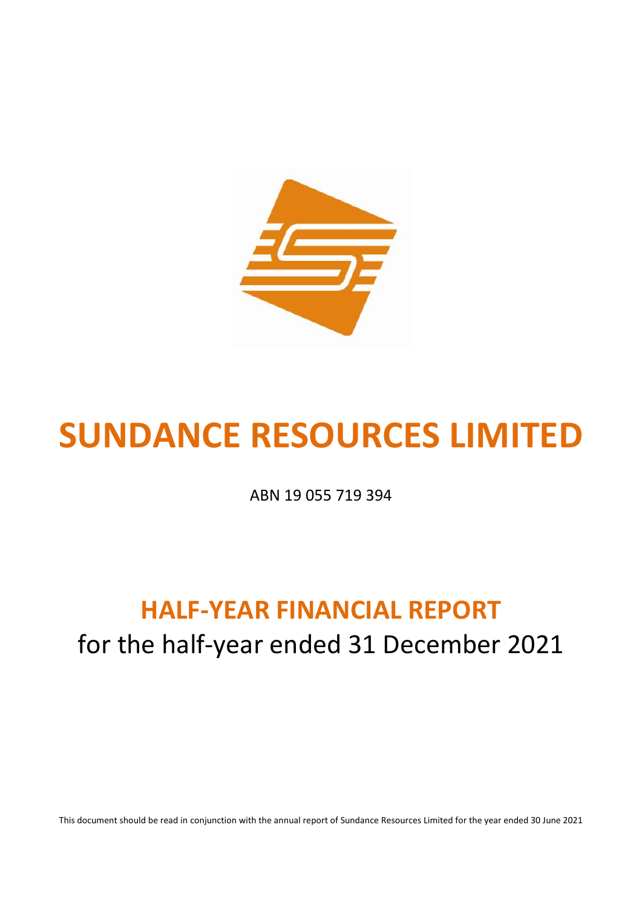# SUNDANCE RESOURCES LIMITED

ABN 19 055 719 394

## HALF-YEAR FINANCIAL REPORT

for the half-year ended 31 December 2021

This document should be read in conjunction with the annual report of Sundance Resources Limited for the year ended 30 June 2021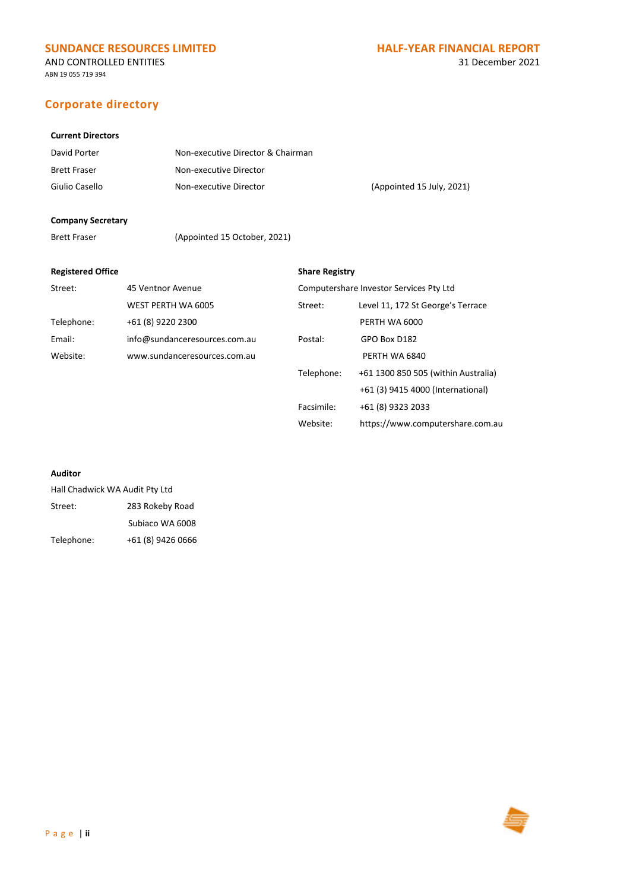## Corporate directory

**Current Directors**

| | | |
|---|---|---|
| David Porter | Non-executive Director & Chairman | |
| Brett Fraser | Non-executive Director | |
| Giulio Casello | Non-executive Director | (Appointed 15 July, 2021) |

**Company Secretary**

Brett Fraser (Appointed 15 October, 2021)

**Registered Office**

| | |
|---|---|
| Street: | 45 Ventnor Avenue |
| | WEST PERTH WA 6005 |
| Telephone: | +61 (8) 9220 2300 |
| Email: | info@sundanceresources.com.au |
| Website: | www.sundanceresources.com.au |

**Share Registry**

Computershare Investor Services Pty Ltd

| | |
|---|---|
| Street: | Level 11, 172 St George's Terrace |
| | PERTH WA 6000 |
| Postal: | GPO Box D182 |
| | PERTH WA 6840 |
| Telephone: | +61 1300 850 505 (within Australia) |
| | +61 (3) 9415 4000 (International) |
| Facsimile: | +61 (8) 9323 2033 |
| Website: | https://www.computershare.com.au |

**Auditor**

Hall Chadwick WA Audit Pty Ltd

| | |
|---|---|
| Street: | 283 Rokeby Road |
| | Subiaco WA 6008 |
| Telephone: | +61 (8) 9426 0666 |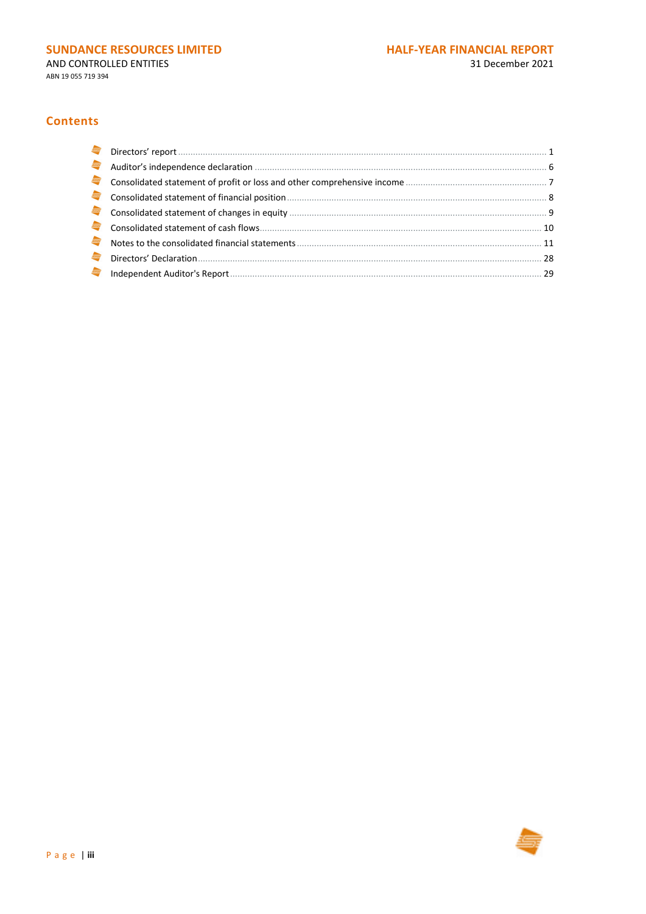## Contents

- Directors' report ... 1
- Auditor's independence declaration ... 6
- Consolidated statement of profit or loss and other comprehensive income ... 7
- Consolidated statement of financial position ... 8
- Consolidated statement of changes in equity ... 9
- Consolidated statement of cash flows ... 10
- Notes to the consolidated financial statements ... 11
- Directors' Declaration ... 28
- Independent Auditor's Report ... 29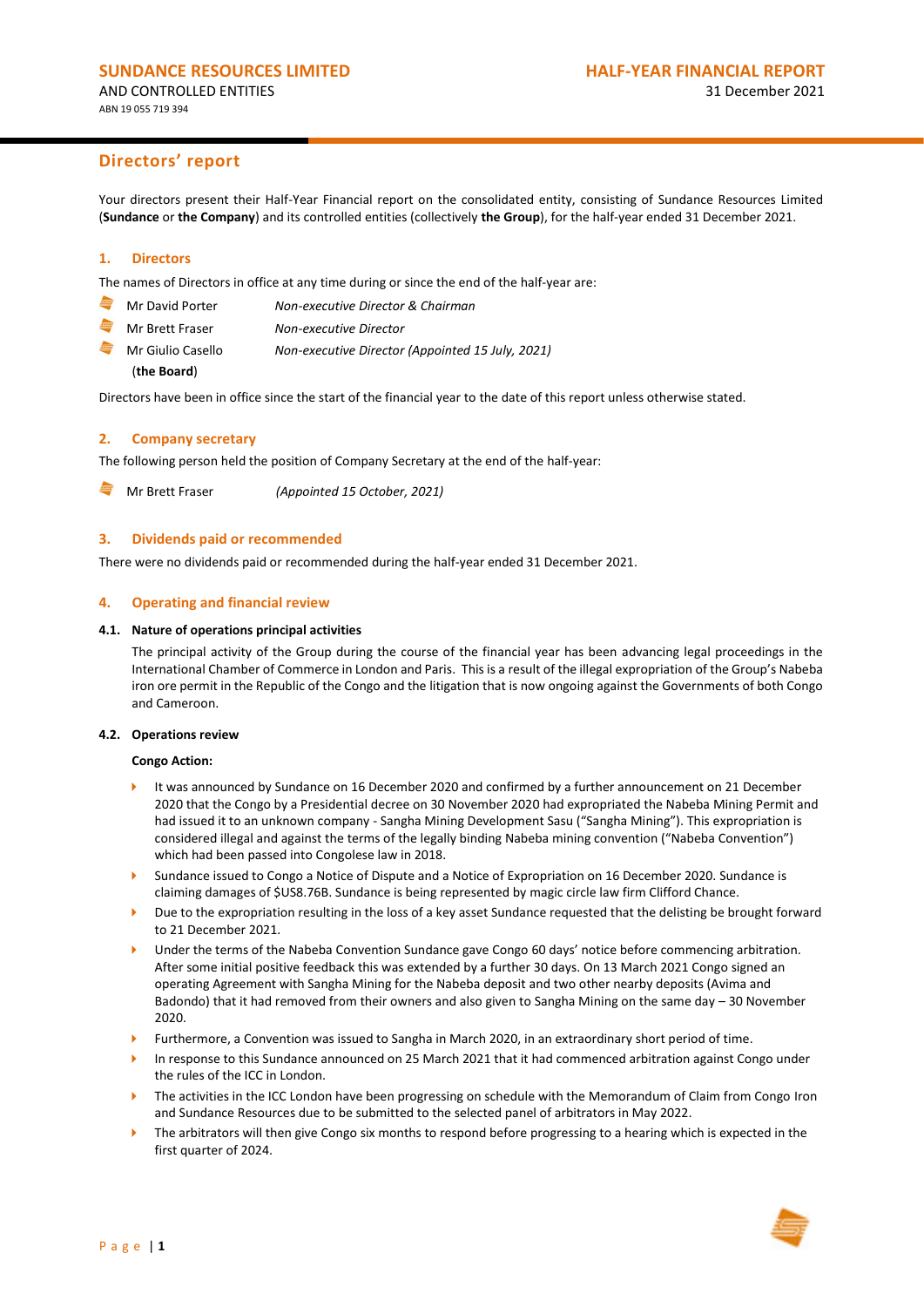## Directors' report

Your directors present their Half-Year Financial report on the consolidated entity, consisting of Sundance Resources Limited (**Sundance** or **the Company**) and its controlled entities (collectively **the Group**), for the half-year ended 31 December 2021.

### 1. Directors

The names of Directors in office at any time during or since the end of the half-year are:

- Mr David Porter — *Non-executive Director & Chairman*
- Mr Brett Fraser — *Non-executive Director*
- Mr Giulio Casello — *Non-executive Director (Appointed 15 July, 2021)*

(**the Board**)

Directors have been in office since the start of the financial year to the date of this report unless otherwise stated.

### 2. Company secretary

The following person held the position of Company Secretary at the end of the half-year:

- Mr Brett Fraser — *(Appointed 15 October, 2021)*

### 3. Dividends paid or recommended

There were no dividends paid or recommended during the half-year ended 31 December 2021.

### 4. Operating and financial review

#### 4.1. Nature of operations principal activities

The principal activity of the Group during the course of the financial year has been advancing legal proceedings in the International Chamber of Commerce in London and Paris. This is a result of the illegal expropriation of the Group's Nabeba iron ore permit in the Republic of the Congo and the litigation that is now ongoing against the Governments of both Congo and Cameroon.

#### 4.2. Operations review

**Congo Action:**

- It was announced by Sundance on 16 December 2020 and confirmed by a further announcement on 21 December 2020 that the Congo by a Presidential decree on 30 November 2020 had expropriated the Nabeba Mining Permit and had issued it to an unknown company - Sangha Mining Development Sasu ("Sangha Mining"). This expropriation is considered illegal and against the terms of the legally binding Nabeba mining convention ("Nabeba Convention") which had been passed into Congolese law in 2018.
- Sundance issued to Congo a Notice of Dispute and a Notice of Expropriation on 16 December 2020. Sundance is claiming damages of $US8.76B. Sundance is being represented by magic circle law firm Clifford Chance.
- Due to the expropriation resulting in the loss of a key asset Sundance requested that the delisting be brought forward to 21 December 2021.
- Under the terms of the Nabeba Convention Sundance gave Congo 60 days' notice before commencing arbitration. After some initial positive feedback this was extended by a further 30 days. On 13 March 2021 Congo signed an operating Agreement with Sangha Mining for the Nabeba deposit and two other nearby deposits (Avima and Badondo) that it had removed from their owners and also given to Sangha Mining on the same day – 30 November 2020.
- Furthermore, a Convention was issued to Sangha in March 2020, in an extraordinary short period of time.
- In response to this Sundance announced on 25 March 2021 that it had commenced arbitration against Congo under the rules of the ICC in London.
- The activities in the ICC London have been progressing on schedule with the Memorandum of Claim from Congo Iron and Sundance Resources due to be submitted to the selected panel of arbitrators in May 2022.
- The arbitrators will then give Congo six months to respond before progressing to a hearing which is expected in the first quarter of 2024.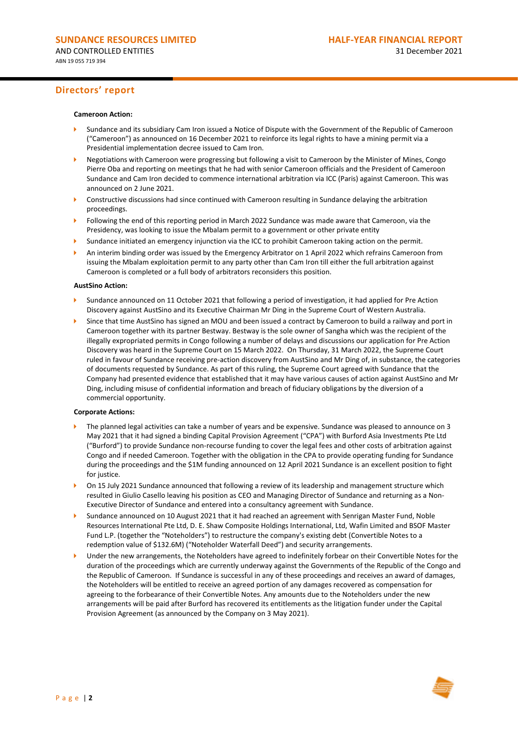## Directors' report

**Cameroon Action:**

- Sundance and its subsidiary Cam Iron issued a Notice of Dispute with the Government of the Republic of Cameroon ("Cameroon") as announced on 16 December 2021 to reinforce its legal rights to have a mining permit via a Presidential implementation decree issued to Cam Iron.
- Negotiations with Cameroon were progressing but following a visit to Cameroon by the Minister of Mines, Congo Pierre Oba and reporting on meetings that he had with senior Cameroon officials and the President of Cameroon Sundance and Cam Iron decided to commence international arbitration via ICC (Paris) against Cameroon. This was announced on 2 June 2021.
- Constructive discussions had since continued with Cameroon resulting in Sundance delaying the arbitration proceedings.
- Following the end of this reporting period in March 2022 Sundance was made aware that Cameroon, via the Presidency, was looking to issue the Mbalam permit to a government or other private entity
- Sundance initiated an emergency injunction via the ICC to prohibit Cameroon taking action on the permit.
- An interim binding order was issued by the Emergency Arbitrator on 1 April 2022 which refrains Cameroon from issuing the Mbalam exploitation permit to any party other than Cam Iron till either the full arbitration against Cameroon is completed or a full body of arbitrators reconsiders this position.

**AustSino Action:**

- Sundance announced on 11 October 2021 that following a period of investigation, it had applied for Pre Action Discovery against AustSino and its Executive Chairman Mr Ding in the Supreme Court of Western Australia.
- Since that time AustSino has signed an MOU and been issued a contract by Cameroon to build a railway and port in Cameroon together with its partner Bestway. Bestway is the sole owner of Sangha which was the recipient of the illegally expropriated permits in Congo following a number of delays and discussions our application for Pre Action Discovery was heard in the Supreme Court on 15 March 2022. On Thursday, 31 March 2022, the Supreme Court ruled in favour of Sundance receiving pre-action discovery from AustSino and Mr Ding of, in substance, the categories of documents requested by Sundance. As part of this ruling, the Supreme Court agreed with Sundance that the Company had presented evidence that established that it may have various causes of action against AustSino and Mr Ding, including misuse of confidential information and breach of fiduciary obligations by the diversion of a commercial opportunity.

**Corporate Actions:**

- The planned legal activities can take a number of years and be expensive. Sundance was pleased to announce on 3 May 2021 that it had signed a binding Capital Provision Agreement ("CPA") with Burford Asia Investments Pte Ltd ("Burford") to provide Sundance non-recourse funding to cover the legal fees and other costs of arbitration against Congo and if needed Cameroon. Together with the obligation in the CPA to provide operating funding for Sundance during the proceedings and the $1M funding announced on 12 April 2021 Sundance is an excellent position to fight for justice.
- On 15 July 2021 Sundance announced that following a review of its leadership and management structure which resulted in Giulio Casello leaving his position as CEO and Managing Director of Sundance and returning as a Non-Executive Director of Sundance and entered into a consultancy agreement with Sundance.
- Sundance announced on 10 August 2021 that it had reached an agreement with Senrigan Master Fund, Noble Resources International Pte Ltd, D. E. Shaw Composite Holdings International, Ltd, Wafin Limited and BSOF Master Fund L.P. (together the "Noteholders") to restructure the company's existing debt (Convertible Notes to a redemption value of $132.6M) ("Noteholder Waterfall Deed") and security arrangements.
- Under the new arrangements, the Noteholders have agreed to indefinitely forbear on their Convertible Notes for the duration of the proceedings which are currently underway against the Governments of the Republic of the Congo and the Republic of Cameroon. If Sundance is successful in any of these proceedings and receives an award of damages, the Noteholders will be entitled to receive an agreed portion of any damages recovered as compensation for agreeing to the forbearance of their Convertible Notes. Any amounts due to the Noteholders under the new arrangements will be paid after Burford has recovered its entitlements as the litigation funder under the Capital Provision Agreement (as announced by the Company on 3 May 2021).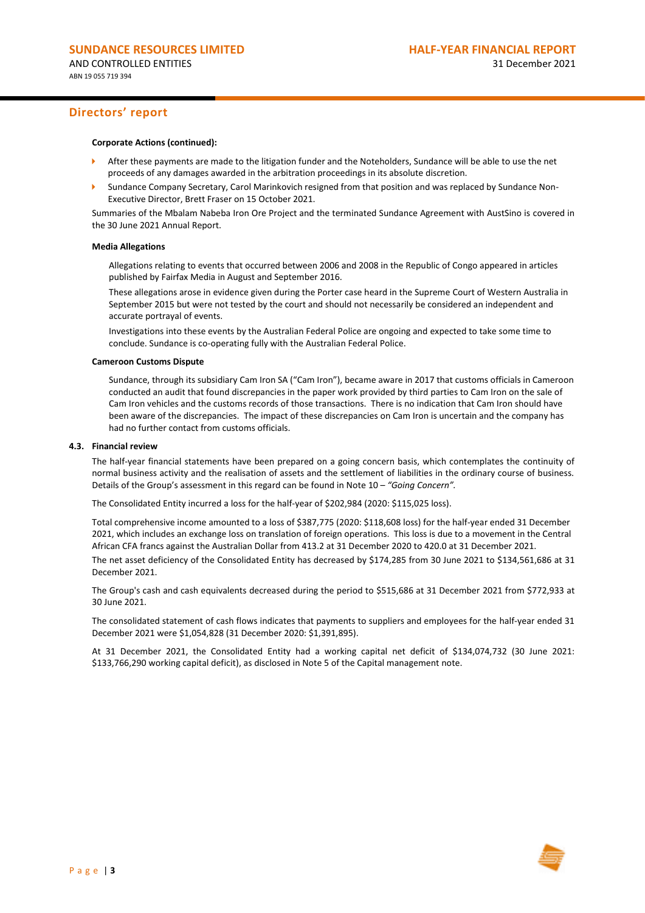## Directors' report

**Corporate Actions (continued):**

- After these payments are made to the litigation funder and the Noteholders, Sundance will be able to use the net proceeds of any damages awarded in the arbitration proceedings in its absolute discretion.
- Sundance Company Secretary, Carol Marinkovich resigned from that position and was replaced by Sundance Non-Executive Director, Brett Fraser on 15 October 2021.

Summaries of the Mbalam Nabeba Iron Ore Project and the terminated Sundance Agreement with AustSino is covered in the 30 June 2021 Annual Report.

**Media Allegations**

Allegations relating to events that occurred between 2006 and 2008 in the Republic of Congo appeared in articles published by Fairfax Media in August and September 2016.

These allegations arose in evidence given during the Porter case heard in the Supreme Court of Western Australia in September 2015 but were not tested by the court and should not necessarily be considered an independent and accurate portrayal of events.

Investigations into these events by the Australian Federal Police are ongoing and expected to take some time to conclude. Sundance is co-operating fully with the Australian Federal Police.

**Cameroon Customs Dispute**

Sundance, through its subsidiary Cam Iron SA ("Cam Iron"), became aware in 2017 that customs officials in Cameroon conducted an audit that found discrepancies in the paper work provided by third parties to Cam Iron on the sale of Cam Iron vehicles and the customs records of those transactions. There is no indication that Cam Iron should have been aware of the discrepancies. The impact of these discrepancies on Cam Iron is uncertain and the company has had no further contact from customs officials.

### 4.3. Financial review

The half-year financial statements have been prepared on a going concern basis, which contemplates the continuity of normal business activity and the realisation of assets and the settlement of liabilities in the ordinary course of business. Details of the Group's assessment in this regard can be found in Note 10 – *"Going Concern"*.

The Consolidated Entity incurred a loss for the half-year of $202,984 (2020: $115,025 loss).

Total comprehensive income amounted to a loss of $387,775 (2020: $118,608 loss) for the half-year ended 31 December 2021, which includes an exchange loss on translation of foreign operations. This loss is due to a movement in the Central African CFA francs against the Australian Dollar from 413.2 at 31 December 2020 to 420.0 at 31 December 2021.

The net asset deficiency of the Consolidated Entity has decreased by $174,285 from 30 June 2021 to $134,561,686 at 31 December 2021.

The Group's cash and cash equivalents decreased during the period to $515,686 at 31 December 2021 from $772,933 at 30 June 2021.

The consolidated statement of cash flows indicates that payments to suppliers and employees for the half-year ended 31 December 2021 were $1,054,828 (31 December 2020: $1,391,895).

At 31 December 2021, the Consolidated Entity had a working capital net deficit of $134,074,732 (30 June 2021: $133,766,290 working capital deficit), as disclosed in Note 5 of the Capital management note.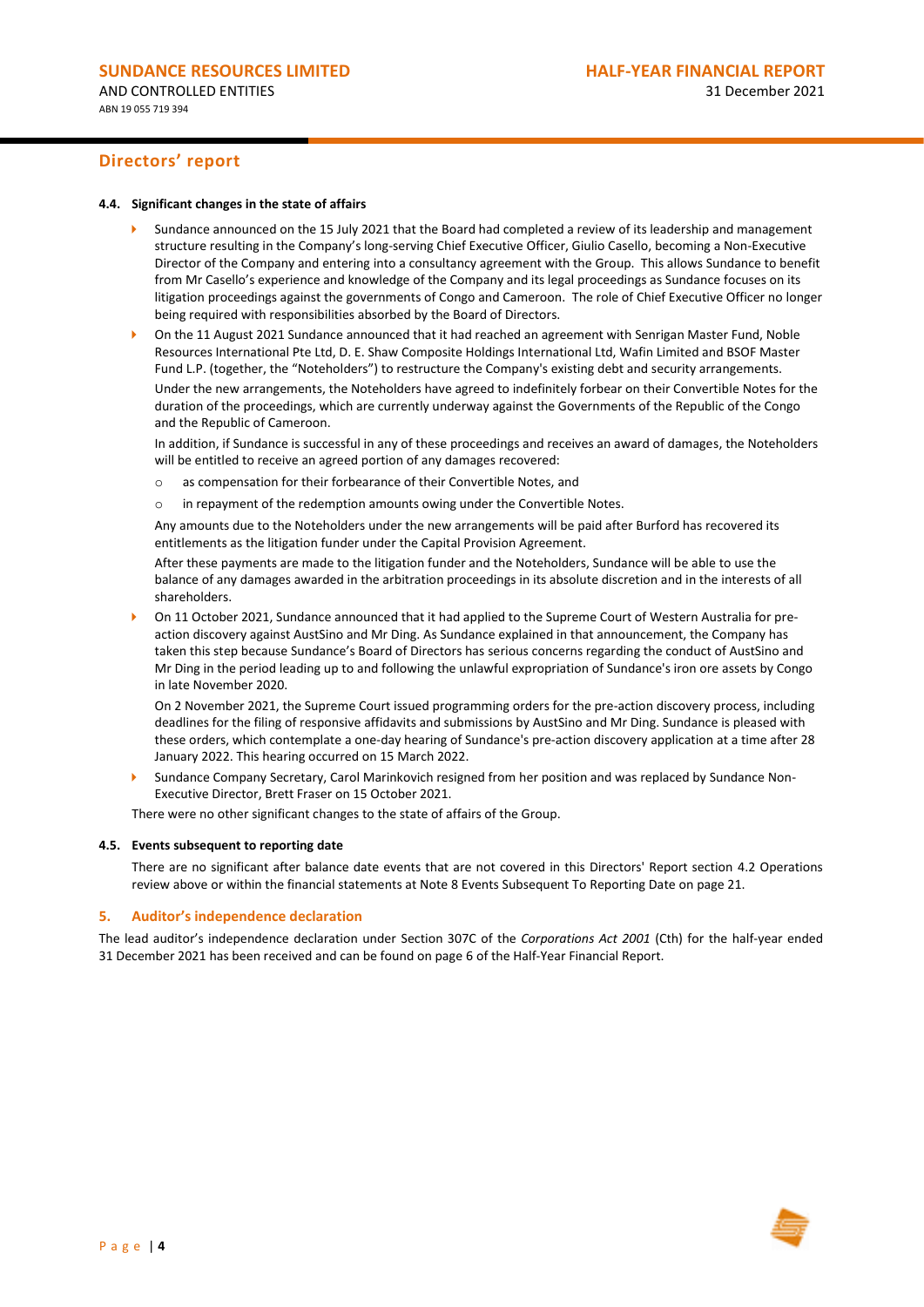## Directors' report

#### 4.4. Significant changes in the state of affairs

- Sundance announced on the 15 July 2021 that the Board had completed a review of its leadership and management structure resulting in the Company's long-serving Chief Executive Officer, Giulio Casello, becoming a Non-Executive Director of the Company and entering into a consultancy agreement with the Group. This allows Sundance to benefit from Mr Casello's experience and knowledge of the Company and its legal proceedings as Sundance focuses on its litigation proceedings against the governments of Congo and Cameroon. The role of Chief Executive Officer no longer being required with responsibilities absorbed by the Board of Directors.
- On the 11 August 2021 Sundance announced that it had reached an agreement with Senrigan Master Fund, Noble Resources International Pte Ltd, D. E. Shaw Composite Holdings International Ltd, Wafin Limited and BSOF Master Fund L.P. (together, the "Noteholders") to restructure the Company's existing debt and security arrangements.

  Under the new arrangements, the Noteholders have agreed to indefinitely forbear on their Convertible Notes for the duration of the proceedings, which are currently underway against the Governments of the Republic of the Congo and the Republic of Cameroon.

  In addition, if Sundance is successful in any of these proceedings and receives an award of damages, the Noteholders will be entitled to receive an agreed portion of any damages recovered:

  - as compensation for their forbearance of their Convertible Notes, and
  - in repayment of the redemption amounts owing under the Convertible Notes.

  Any amounts due to the Noteholders under the new arrangements will be paid after Burford has recovered its entitlements as the litigation funder under the Capital Provision Agreement.

  After these payments are made to the litigation funder and the Noteholders, Sundance will be able to use the balance of any damages awarded in the arbitration proceedings in its absolute discretion and in the interests of all shareholders.
- On 11 October 2021, Sundance announced that it had applied to the Supreme Court of Western Australia for pre-action discovery against AustSino and Mr Ding. As Sundance explained in that announcement, the Company has taken this step because Sundance's Board of Directors has serious concerns regarding the conduct of AustSino and Mr Ding in the period leading up to and following the unlawful expropriation of Sundance's iron ore assets by Congo in late November 2020.

  On 2 November 2021, the Supreme Court issued programming orders for the pre-action discovery process, including deadlines for the filing of responsive affidavits and submissions by AustSino and Mr Ding. Sundance is pleased with these orders, which contemplate a one-day hearing of Sundance's pre-action discovery application at a time after 28 January 2022. This hearing occurred on 15 March 2022.
- Sundance Company Secretary, Carol Marinkovich resigned from her position and was replaced by Sundance Non-Executive Director, Brett Fraser on 15 October 2021.

There were no other significant changes to the state of affairs of the Group.

#### 4.5. Events subsequent to reporting date

There are no significant after balance date events that are not covered in this Directors' Report section 4.2 Operations review above or within the financial statements at Note 8 Events Subsequent To Reporting Date on page 21.

### 5. Auditor's independence declaration

The lead auditor's independence declaration under Section 307C of the *Corporations Act 2001* (Cth) for the half-year ended 31 December 2021 has been received and can be found on page 6 of the Half-Year Financial Report.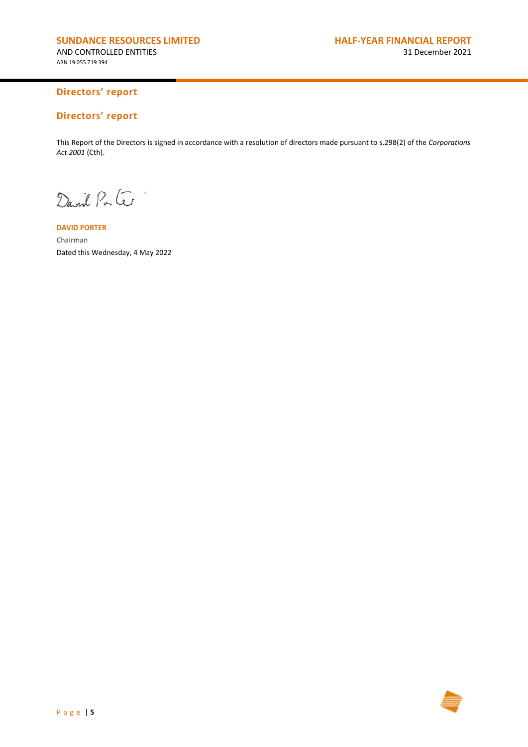## Directors' report

## Directors' report

This Report of the Directors is signed in accordance with a resolution of directors made pursuant to s.298(2) of the *Corporations Act 2001* (Cth).

David Porter

**DAVID PORTER**
Chairman
Dated this Wednesday, 4 May 2022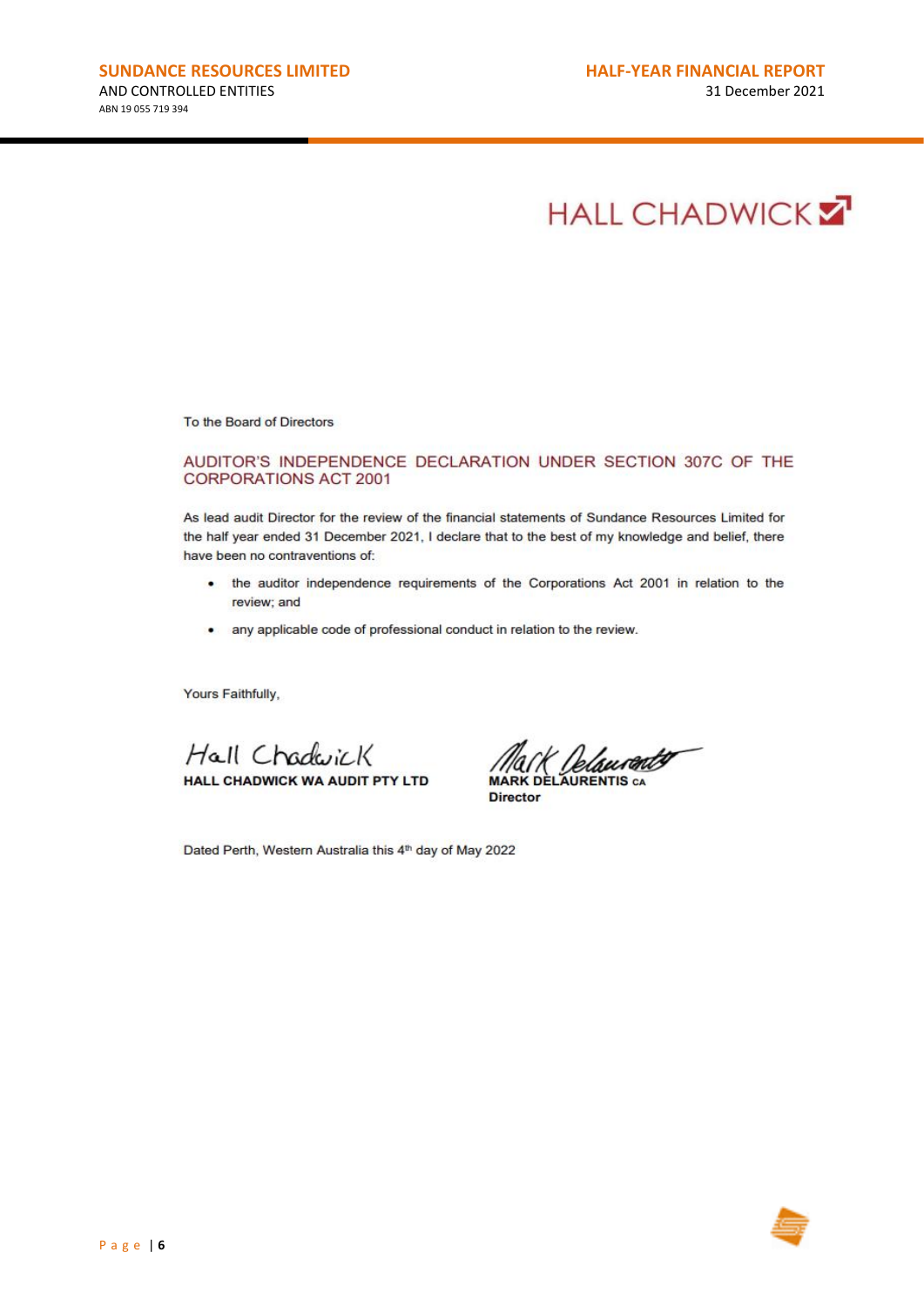HALL CHADWICK

To the Board of Directors

## AUDITOR'S INDEPENDENCE DECLARATION UNDER SECTION 307C OF THE CORPORATIONS ACT 2001

As lead audit Director for the review of the financial statements of Sundance Resources Limited for the half year ended 31 December 2021, I declare that to the best of my knowledge and belief, there have been no contraventions of:

- the auditor independence requirements of the Corporations Act 2001 in relation to the review; and
- any applicable code of professional conduct in relation to the review.

Yours Faithfully,

Hall Chadwick
**HALL CHADWICK WA AUDIT PTY LTD**

Mark Delaurentis
**MARK DELAURENTIS CA**
**Director**

Dated Perth, Western Australia this 4th day of May 2022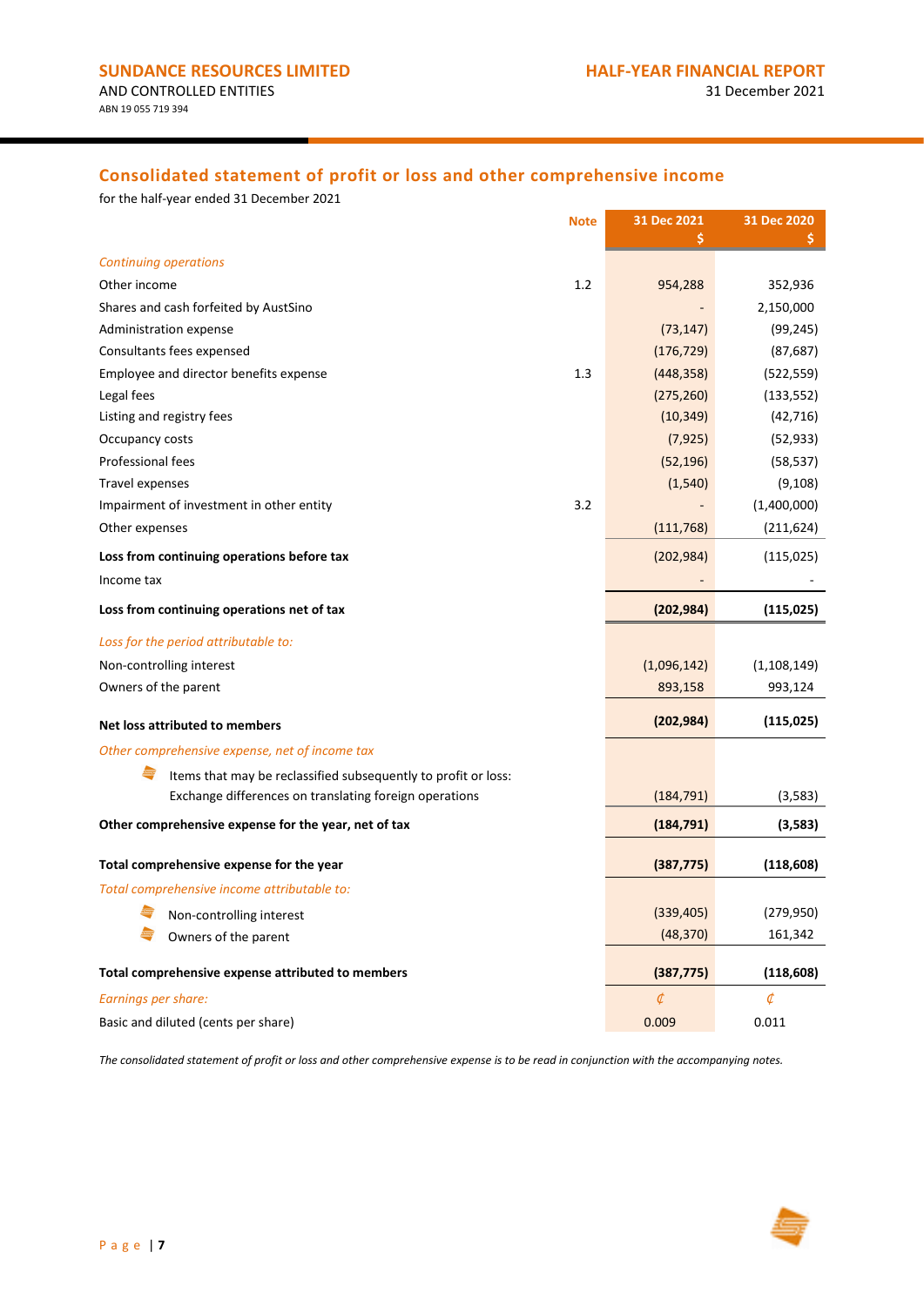## Consolidated statement of profit or loss and other comprehensive income

for the half-year ended 31 December 2021

| | Note | 31 Dec 2021 $ | 31 Dec 2020 $ |
|---|---|---|---|
| *Continuing operations* | | | |
| Other income | 1.2 | 954,288 | 352,936 |
| Shares and cash forfeited by AustSino | | - | 2,150,000 |
| Administration expense | | (73,147) | (99,245) |
| Consultants fees expensed | | (176,729) | (87,687) |
| Employee and director benefits expense | 1.3 | (448,358) | (522,559) |
| Legal fees | | (275,260) | (133,552) |
| Listing and registry fees | | (10,349) | (42,716) |
| Occupancy costs | | (7,925) | (52,933) |
| Professional fees | | (52,196) | (58,537) |
| Travel expenses | | (1,540) | (9,108) |
| Impairment of investment in other entity | 3.2 | - | (1,400,000) |
| Other expenses | | (111,768) | (211,624) |
| **Loss from continuing operations before tax** | | (202,984) | (115,025) |
| Income tax | | - | - |
| **Loss from continuing operations net of tax** | | **(202,984)** | **(115,025)** |
| *Loss for the period attributable to:* | | | |
| Non-controlling interest | | (1,096,142) | (1,108,149) |
| Owners of the parent | | 893,158 | 993,124 |
| **Net loss attributed to members** | | **(202,984)** | **(115,025)** |
| *Other comprehensive expense, net of income tax* | | | |
| Items that may be reclassified subsequently to profit or loss: Exchange differences on translating foreign operations | | (184,791) | (3,583) |
| **Other comprehensive expense for the year, net of tax** | | **(184,791)** | **(3,583)** |
| **Total comprehensive expense for the year** | | **(387,775)** | **(118,608)** |
| *Total comprehensive income attributable to:* | | | |
| Non-controlling interest | | (339,405) | (279,950) |
| Owners of the parent | | (48,370) | 161,342 |
| **Total comprehensive expense attributed to members** | | **(387,775)** | **(118,608)** |
| *Earnings per share:* | | ¢ | ¢ |
| Basic and diluted (cents per share) | | 0.009 | 0.011 |

*The consolidated statement of profit or loss and other comprehensive expense is to be read in conjunction with the accompanying notes.*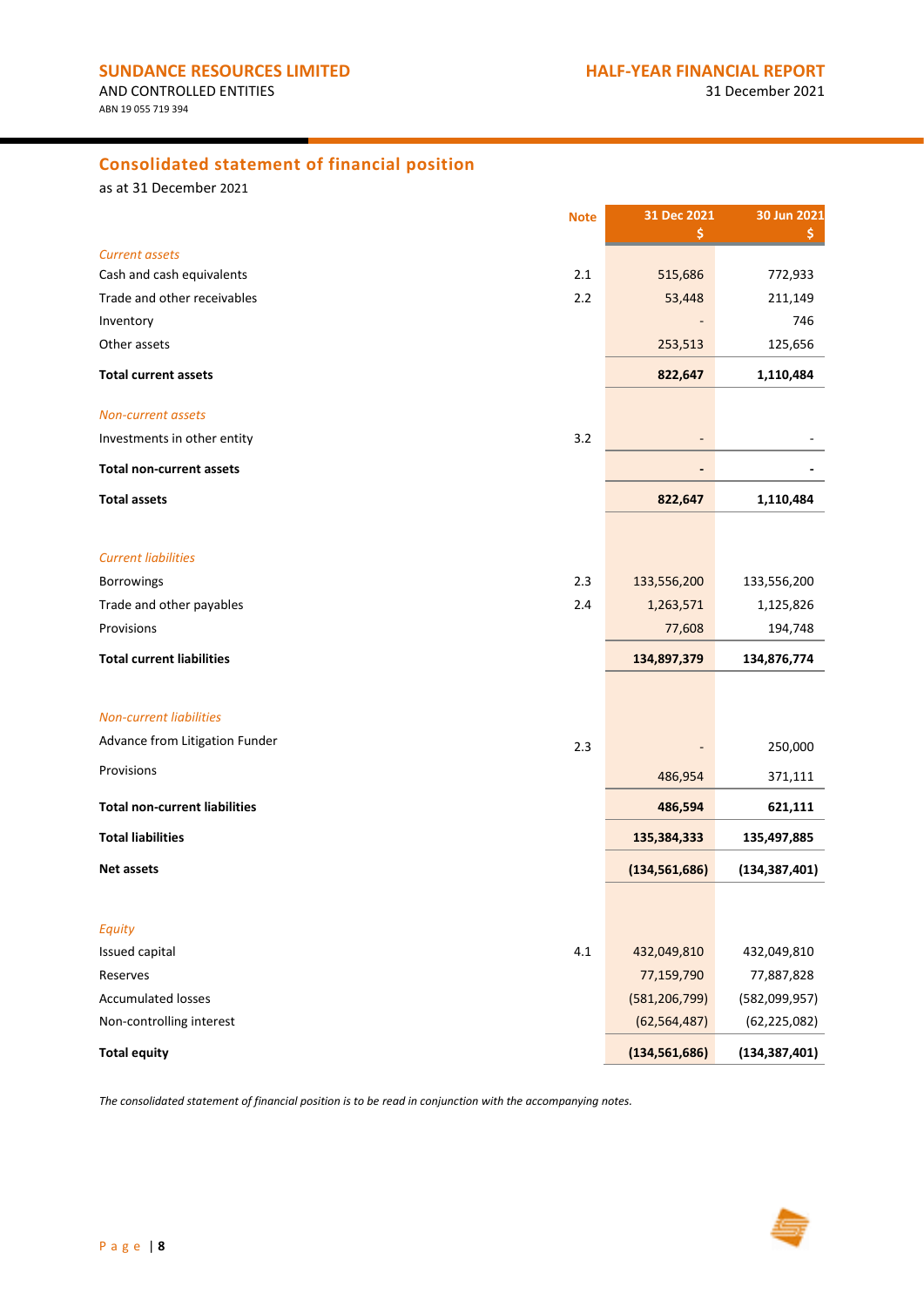## Consolidated statement of financial position

as at 31 December 2021

| | Note | 31 Dec 2021 $ | 30 Jun 2021 $ |
|---|---|---|---|
| *Current assets* | | | |
| Cash and cash equivalents | 2.1 | 515,686 | 772,933 |
| Trade and other receivables | 2.2 | 53,448 | 211,149 |
| Inventory | | - | 746 |
| Other assets | | 253,513 | 125,656 |
| **Total current assets** | | **822,647** | **1,110,484** |
| *Non-current assets* | | | |
| Investments in other entity | 3.2 | - | - |
| **Total non-current assets** | | **-** | **-** |
| **Total assets** | | **822,647** | **1,110,484** |
| *Current liabilities* | | | |
| Borrowings | 2.3 | 133,556,200 | 133,556,200 |
| Trade and other payables | 2.4 | 1,263,571 | 1,125,826 |
| Provisions | | 77,608 | 194,748 |
| **Total current liabilities** | | **134,897,379** | **134,876,774** |
| *Non-current liabilities* | | | |
| Advance from Litigation Funder | 2.3 | - | 250,000 |
| Provisions | | 486,954 | 371,111 |
| **Total non-current liabilities** | | **486,594** | **621,111** |
| **Total liabilities** | | **135,384,333** | **135,497,885** |
| **Net assets** | | **(134,561,686)** | **(134,387,401)** |
| *Equity* | | | |
| Issued capital | 4.1 | 432,049,810 | 432,049,810 |
| Reserves | | 77,159,790 | 77,887,828 |
| Accumulated losses | | (581,206,799) | (582,099,957) |
| Non-controlling interest | | (62,564,487) | (62,225,082) |
| **Total equity** | | **(134,561,686)** | **(134,387,401)** |

*The consolidated statement of financial position is to be read in conjunction with the accompanying notes.*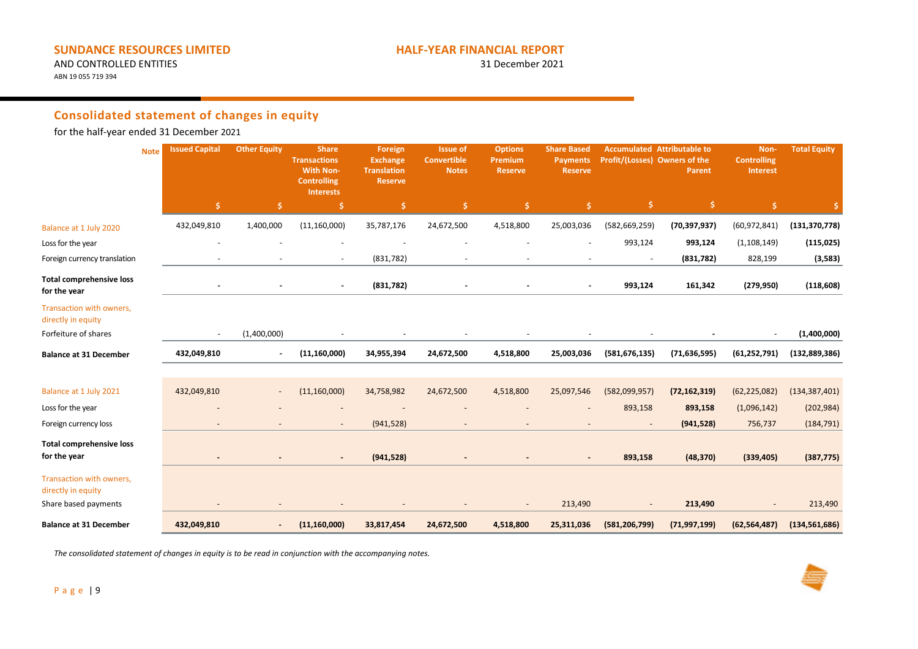## Consolidated statement of changes in equity

for the half-year ended 31 December 2021

| | Note | Issued Capital | Other Equity | Share Transactions With Non-Controlling Interests | Foreign Exchange Translation Reserve | Issue of Convertible Notes | Options Premium Reserve | Share Based Payments Reserve | Accumulated Profit/(Losses) | Attributable to Owners of the Parent | Non-Controlling Interest | Total Equity |
|---|---|---|---|---|---|---|---|---|---|---|---|---|
| | | $ | $ | $ | $ | $ | $ | $ | $ | $ | $ | $ |
| Balance at 1 July 2020 | | 432,049,810 | 1,400,000 | (11,160,000) | 35,787,176 | 24,672,500 | 4,518,800 | 25,003,036 | (582,669,259) | **(70,397,937)** | (60,972,841) | **(131,370,778)** |
| Loss for the year | | - | - | - | - | - | - | - | 993,124 | **993,124** | (1,108,149) | **(115,025)** |
| Foreign currency translation | | - | - | - | (831,782) | - | - | - | - | **(831,782)** | 828,199 | **(3,583)** |
| **Total comprehensive loss for the year** | | **-** | **-** | **-** | **(831,782)** | **-** | **-** | **-** | **993,124** | **161,342** | **(279,950)** | **(118,608)** |
| Transaction with owners, directly in equity | | | | | | | | | | | | |
| Forfeiture of shares | | - | (1,400,000) | - | - | - | - | - | - | **-** | - | **(1,400,000)** |
| **Balance at 31 December** | | **432,049,810** | **-** | **(11,160,000)** | **34,955,394** | **24,672,500** | **4,518,800** | **25,003,036** | **(581,676,135)** | **(71,636,595)** | **(61,252,791)** | **(132,889,386)** |
| | | | | | | | | | | | | |
| Balance at 1 July 2021 | | 432,049,810 | - | (11,160,000) | 34,758,982 | 24,672,500 | 4,518,800 | 25,097,546 | (582,099,957) | **(72,162,319)** | (62,225,082) | (134,387,401) |
| Loss for the year | | - | - | - | - | - | - | - | 893,158 | **893,158** | (1,096,142) | (202,984) |
| Foreign currency loss | | - | - | - | (941,528) | - | - | - | - | **(941,528)** | 756,737 | (184,791) |
| **Total comprehensive loss for the year** | | **-** | **-** | **-** | **(941,528)** | **-** | **-** | **-** | **893,158** | **(48,370)** | **(339,405)** | **(387,775)** |
| Transaction with owners, directly in equity | | | | | | | | | | | | |
| Share based payments | | - | - | - | - | - | - | 213,490 | - | **213,490** | - | 213,490 |
| **Balance at 31 December** | | **432,049,810** | **-** | **(11,160,000)** | **33,817,454** | **24,672,500** | **4,518,800** | **25,311,036** | **(581,206,799)** | **(71,997,199)** | **(62,564,487)** | **(134,561,686)** |

*The consolidated statement of changes in equity is to be read in conjunction with the accompanying notes.*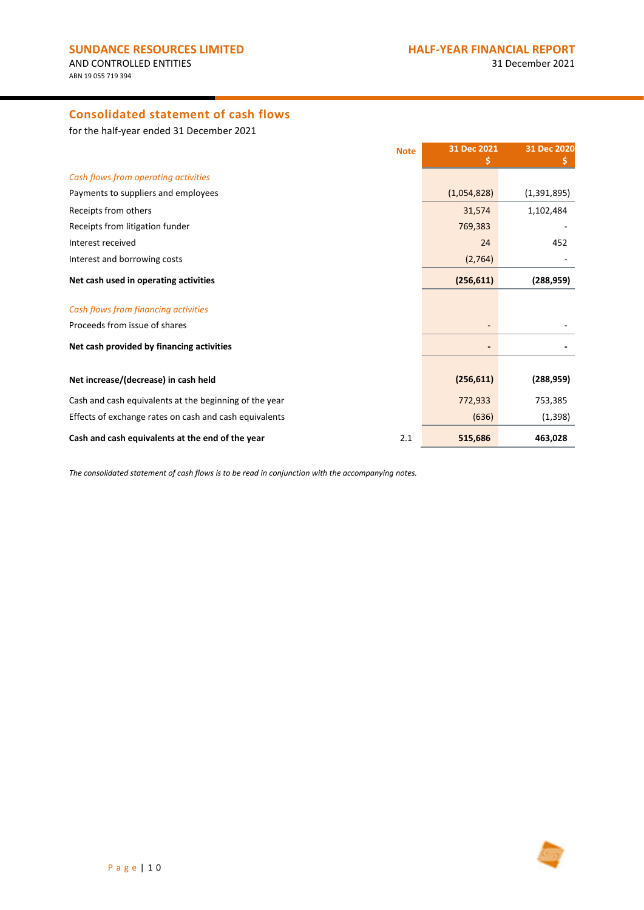## Consolidated statement of cash flows

for the half-year ended 31 December 2021

| | Note | 31 Dec 2021 $ | 31 Dec 2020 $ |
|---|---|---|---|
| *Cash flows from operating activities* | | | |
| Payments to suppliers and employees | | (1,054,828) | (1,391,895) |
| Receipts from others | | 31,574 | 1,102,484 |
| Receipts from litigation funder | | 769,383 | - |
| Interest received | | 24 | 452 |
| Interest and borrowing costs | | (2,764) | - |
| **Net cash used in operating activities** | | **(256,611)** | **(288,959)** |
| *Cash flows from financing activities* | | | |
| Proceeds from issue of shares | | - | - |
| **Net cash provided by financing activities** | | **-** | **-** |
| **Net increase/(decrease) in cash held** | | **(256,611)** | **(288,959)** |
| Cash and cash equivalents at the beginning of the year | | 772,933 | 753,385 |
| Effects of exchange rates on cash and cash equivalents | | (636) | (1,398) |
| **Cash and cash equivalents at the end of the year** | 2.1 | **515,686** | **463,028** |

*The consolidated statement of cash flows is to be read in conjunction with the accompanying notes.*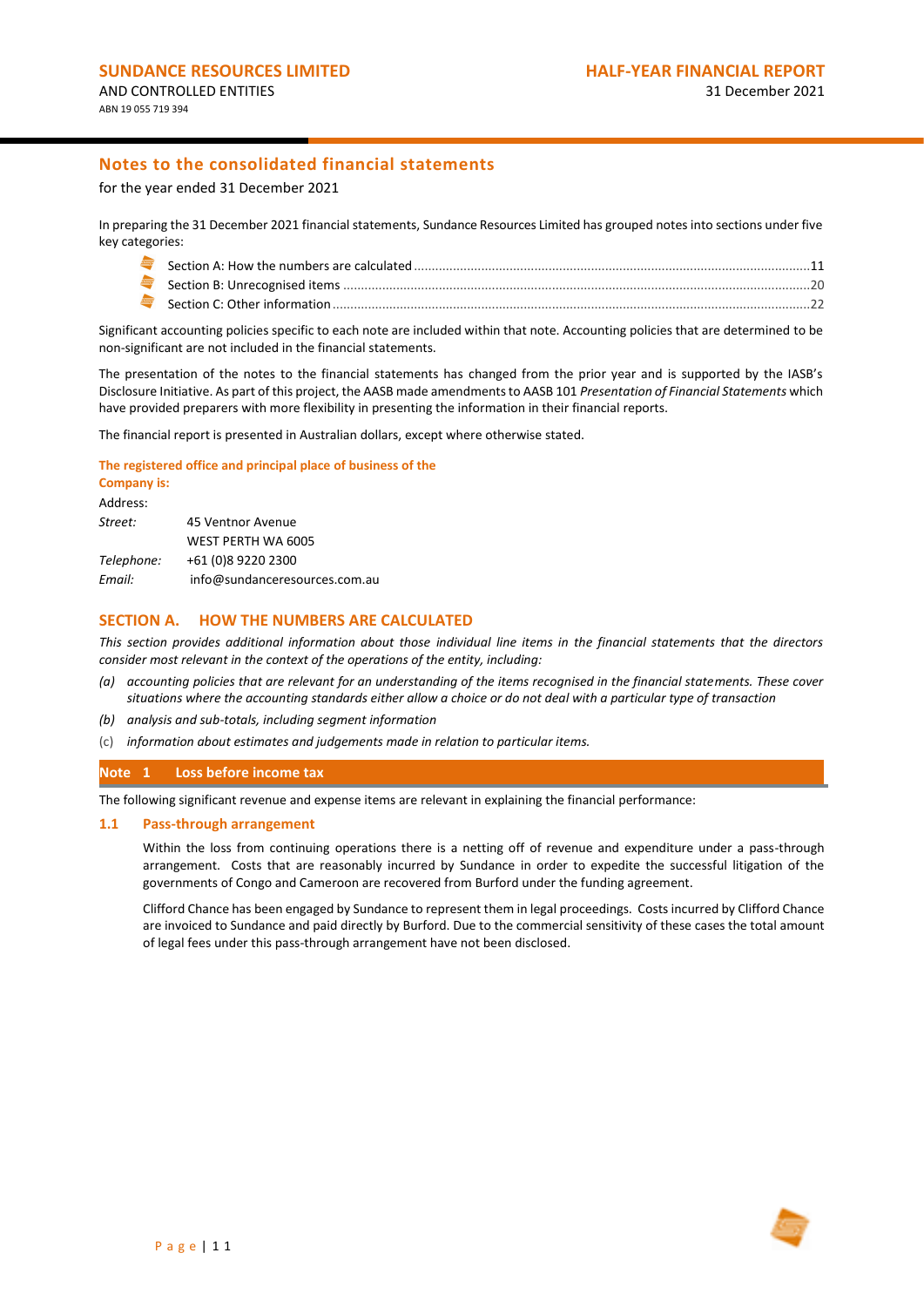# Notes to the consolidated financial statements

for the year ended 31 December 2021

In preparing the 31 December 2021 financial statements, Sundance Resources Limited has grouped notes into sections under five key categories:

- Section A: How the numbers are calculated ............ 11
- Section B: Unrecognised items ............ 20
- Section C: Other information ............ 22

Significant accounting policies specific to each note are included within that note. Accounting policies that are determined to be non-significant are not included in the financial statements.

The presentation of the notes to the financial statements has changed from the prior year and is supported by the IASB's Disclosure Initiative. As part of this project, the AASB made amendments to AASB 101 *Presentation of Financial Statements* which have provided preparers with more flexibility in presenting the information in their financial reports.

The financial report is presented in Australian dollars, except where otherwise stated.

**The registered office and principal place of business of the Company is:**

Address:

| | |
|---|---|
| *Street:* | 45 Ventnor Avenue |
| | WEST PERTH WA 6005 |
| *Telephone:* | +61 (0)8 9220 2300 |
| *Email:* | info@sundanceresources.com.au |

## SECTION A. HOW THE NUMBERS ARE CALCULATED

*This section provides additional information about those individual line items in the financial statements that the directors consider most relevant in the context of the operations of the entity, including:*

(a) *accounting policies that are relevant for an understanding of the items recognised in the financial statements. These cover situations where the accounting standards either allow a choice or do not deal with a particular type of transaction*

(b) *analysis and sub-totals, including segment information*

(c) *information about estimates and judgements made in relation to particular items.*

### Note 1 Loss before income tax

The following significant revenue and expense items are relevant in explaining the financial performance:

#### 1.1 Pass-through arrangement

Within the loss from continuing operations there is a netting off of revenue and expenditure under a pass-through arrangement. Costs that are reasonably incurred by Sundance in order to expedite the successful litigation of the governments of Congo and Cameroon are recovered from Burford under the funding agreement.

Clifford Chance has been engaged by Sundance to represent them in legal proceedings. Costs incurred by Clifford Chance are invoiced to Sundance and paid directly by Burford. Due to the commercial sensitivity of these cases the total amount of legal fees under this pass-through arrangement have not been disclosed.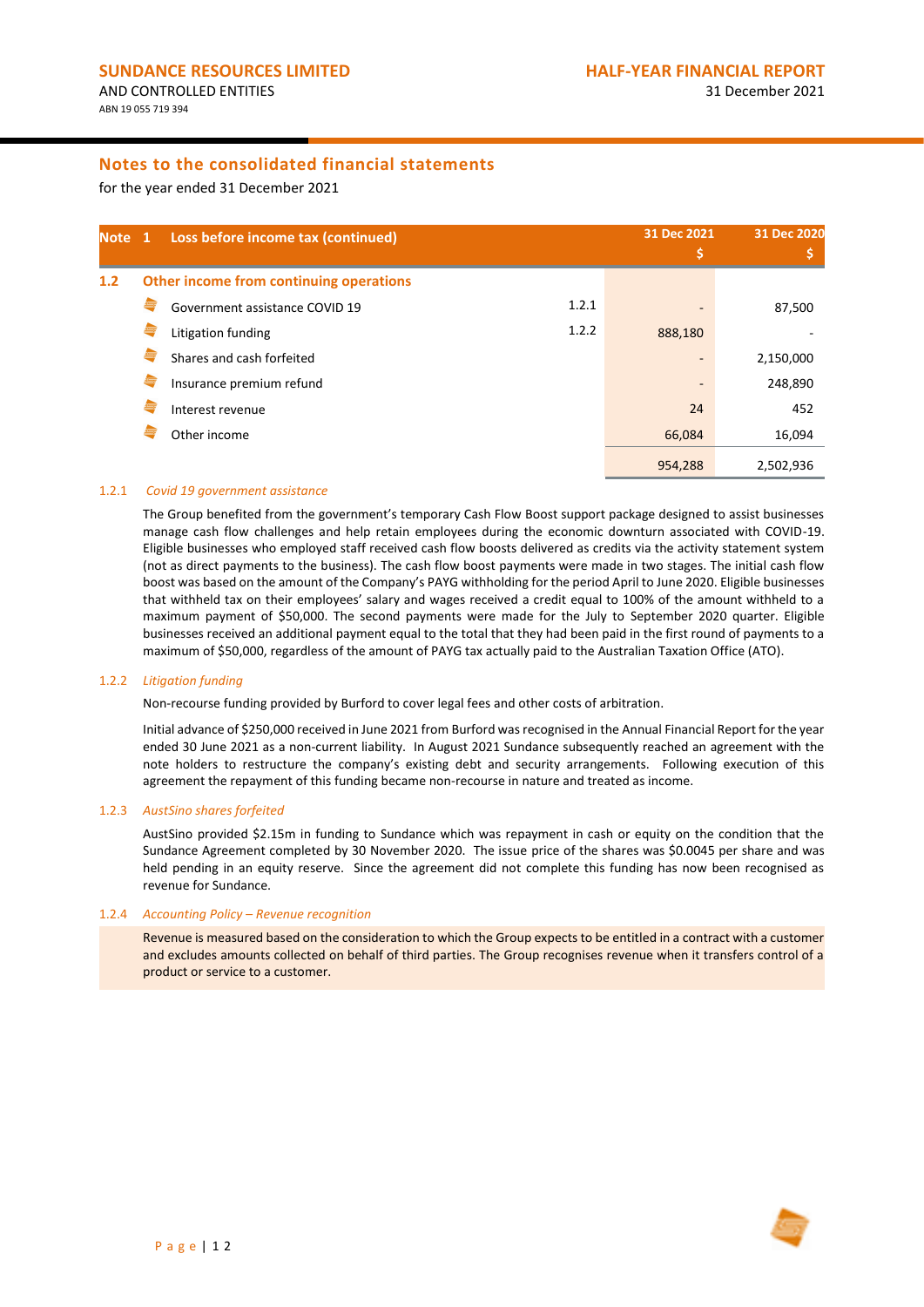## Notes to the consolidated financial statements

for the year ended 31 December 2021

| Note 1 | Loss before income tax (continued) | | 31 Dec 2021 $ | 31 Dec 2020 $ |
|---|---|---|---|---|
| **1.2** | **Other income from continuing operations** | | | |
| | Government assistance COVID 19 | 1.2.1 | - | 87,500 |
| | Litigation funding | 1.2.2 | 888,180 | - |
| | Shares and cash forfeited | | - | 2,150,000 |
| | Insurance premium refund | | - | 248,890 |
| | Interest revenue | | 24 | 452 |
| | Other income | | 66,084 | 16,094 |
| | | | 954,288 | 2,502,936 |

### 1.2.1 *Covid 19 government assistance*

The Group benefited from the government's temporary Cash Flow Boost support package designed to assist businesses manage cash flow challenges and help retain employees during the economic downturn associated with COVID-19. Eligible businesses who employed staff received cash flow boosts delivered as credits via the activity statement system (not as direct payments to the business). The cash flow boost payments were made in two stages. The initial cash flow boost was based on the amount of the Company's PAYG withholding for the period April to June 2020. Eligible businesses that withheld tax on their employees' salary and wages received a credit equal to 100% of the amount withheld to a maximum payment of $50,000. The second payments were made for the July to September 2020 quarter. Eligible businesses received an additional payment equal to the total that they had been paid in the first round of payments to a maximum of $50,000, regardless of the amount of PAYG tax actually paid to the Australian Taxation Office (ATO).

### 1.2.2 *Litigation funding*

Non-recourse funding provided by Burford to cover legal fees and other costs of arbitration.

Initial advance of $250,000 received in June 2021 from Burford was recognised in the Annual Financial Report for the year ended 30 June 2021 as a non-current liability. In August 2021 Sundance subsequently reached an agreement with the note holders to restructure the company's existing debt and security arrangements. Following execution of this agreement the repayment of this funding became non-recourse in nature and treated as income.

### 1.2.3 *AustSino shares forfeited*

AustSino provided $2.15m in funding to Sundance which was repayment in cash or equity on the condition that the Sundance Agreement completed by 30 November 2020. The issue price of the shares was $0.0045 per share and was held pending in an equity reserve. Since the agreement did not complete this funding has now been recognised as revenue for Sundance.

### 1.2.4 *Accounting Policy – Revenue recognition*

Revenue is measured based on the consideration to which the Group expects to be entitled in a contract with a customer and excludes amounts collected on behalf of third parties. The Group recognises revenue when it transfers control of a product or service to a customer.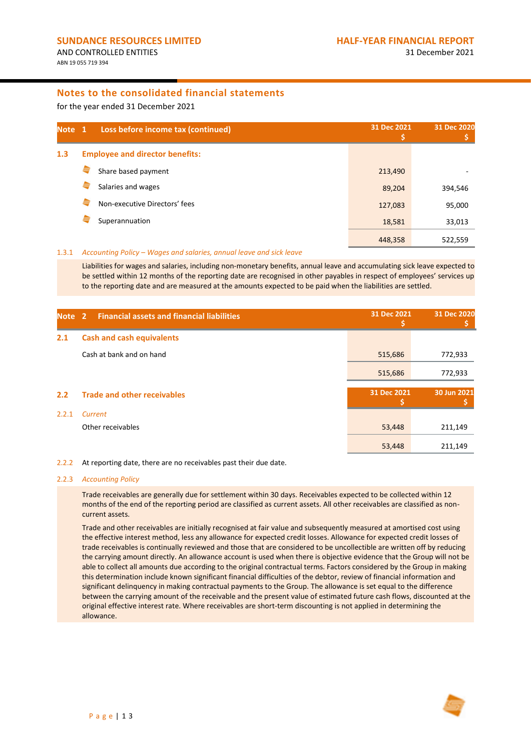## Notes to the consolidated financial statements

for the year ended 31 December 2021

| Note 1 | Loss before income tax (continued) | 31 Dec 2021 $ | 31 Dec 2020 $ |
|---|---|---|---|
| **1.3** | **Employee and director benefits:** | | |
| | Share based payment | 213,490 | - |
| | Salaries and wages | 89,204 | 394,546 |
| | Non-executive Directors' fees | 127,083 | 95,000 |
| | Superannuation | 18,581 | 33,013 |
| | | 448,358 | 522,559 |

1.3.1 *Accounting Policy – Wages and salaries, annual leave and sick leave*

Liabilities for wages and salaries, including non-monetary benefits, annual leave and accumulating sick leave expected to be settled within 12 months of the reporting date are recognised in other payables in respect of employees' services up to the reporting date and are measured at the amounts expected to be paid when the liabilities are settled.

| Note 2 | Financial assets and financial liabilities | 31 Dec 2021 $ | 31 Dec 2020 $ |
|---|---|---|---|
| **2.1** | **Cash and cash equivalents** | | |
| | Cash at bank and on hand | 515,686 | 772,933 |
| | | 515,686 | 772,933 |

| | | 31 Dec 2021 $ | 30 Jun 2021 $ |
|---|---|---|---|
| **2.2** | **Trade and other receivables** | | |
| 2.2.1 | *Current* | | |
| | Other receivables | 53,448 | 211,149 |
| | | 53,448 | 211,149 |

2.2.2 At reporting date, there are no receivables past their due date.

2.2.3 *Accounting Policy*

Trade receivables are generally due for settlement within 30 days. Receivables expected to be collected within 12 months of the end of the reporting period are classified as current assets. All other receivables are classified as non-current assets.

Trade and other receivables are initially recognised at fair value and subsequently measured at amortised cost using the effective interest method, less any allowance for expected credit losses. Allowance for expected credit losses of trade receivables is continually reviewed and those that are considered to be uncollectible are written off by reducing the carrying amount directly. An allowance account is used when there is objective evidence that the Group will not be able to collect all amounts due according to the original contractual terms. Factors considered by the Group in making this determination include known significant financial difficulties of the debtor, review of financial information and significant delinquency in making contractual payments to the Group. The allowance is set equal to the difference between the carrying amount of the receivable and the present value of estimated future cash flows, discounted at the original effective interest rate. Where receivables are short-term discounting is not applied in determining the allowance.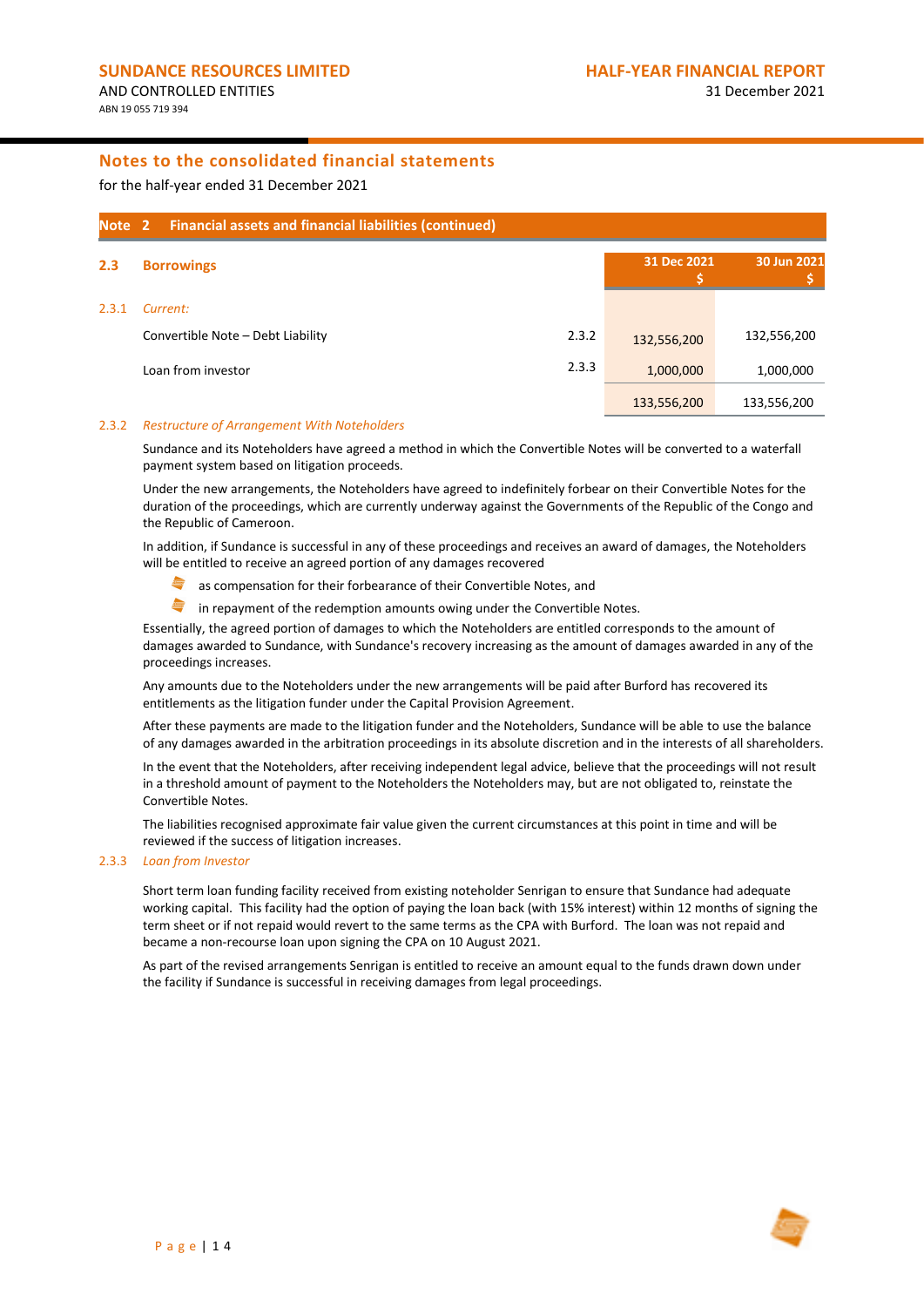# Notes to the consolidated financial statements

for the half-year ended 31 December 2021

## Note 2 Financial assets and financial liabilities (continued)

| 2.3 | **Borrowings** | | 31 Dec 2021 $ | 30 Jun 2021 $ |
|---|---|---|---|---|
| 2.3.1 | *Current:* | | | |
| | Convertible Note – Debt Liability | 2.3.2 | 132,556,200 | 132,556,200 |
| | Loan from investor | 2.3.3 | 1,000,000 | 1,000,000 |
| | | | 133,556,200 | 133,556,200 |

### 2.3.2 *Restructure of Arrangement With Noteholders*

Sundance and its Noteholders have agreed a method in which the Convertible Notes will be converted to a waterfall payment system based on litigation proceeds.

Under the new arrangements, the Noteholders have agreed to indefinitely forbear on their Convertible Notes for the duration of the proceedings, which are currently underway against the Governments of the Republic of the Congo and the Republic of Cameroon.

In addition, if Sundance is successful in any of these proceedings and receives an award of damages, the Noteholders will be entitled to receive an agreed portion of any damages recovered

- as compensation for their forbearance of their Convertible Notes, and
- in repayment of the redemption amounts owing under the Convertible Notes.

Essentially, the agreed portion of damages to which the Noteholders are entitled corresponds to the amount of damages awarded to Sundance, with Sundance's recovery increasing as the amount of damages awarded in any of the proceedings increases.

Any amounts due to the Noteholders under the new arrangements will be paid after Burford has recovered its entitlements as the litigation funder under the Capital Provision Agreement.

After these payments are made to the litigation funder and the Noteholders, Sundance will be able to use the balance of any damages awarded in the arbitration proceedings in its absolute discretion and in the interests of all shareholders.

In the event that the Noteholders, after receiving independent legal advice, believe that the proceedings will not result in a threshold amount of payment to the Noteholders the Noteholders may, but are not obligated to, reinstate the Convertible Notes.

The liabilities recognised approximate fair value given the current circumstances at this point in time and will be reviewed if the success of litigation increases.

### 2.3.3 *Loan from Investor*

Short term loan funding facility received from existing noteholder Senrigan to ensure that Sundance had adequate working capital. This facility had the option of paying the loan back (with 15% interest) within 12 months of signing the term sheet or if not repaid would revert to the same terms as the CPA with Burford. The loan was not repaid and became a non-recourse loan upon signing the CPA on 10 August 2021.

As part of the revised arrangements Senrigan is entitled to receive an amount equal to the funds drawn down under the facility if Sundance is successful in receiving damages from legal proceedings.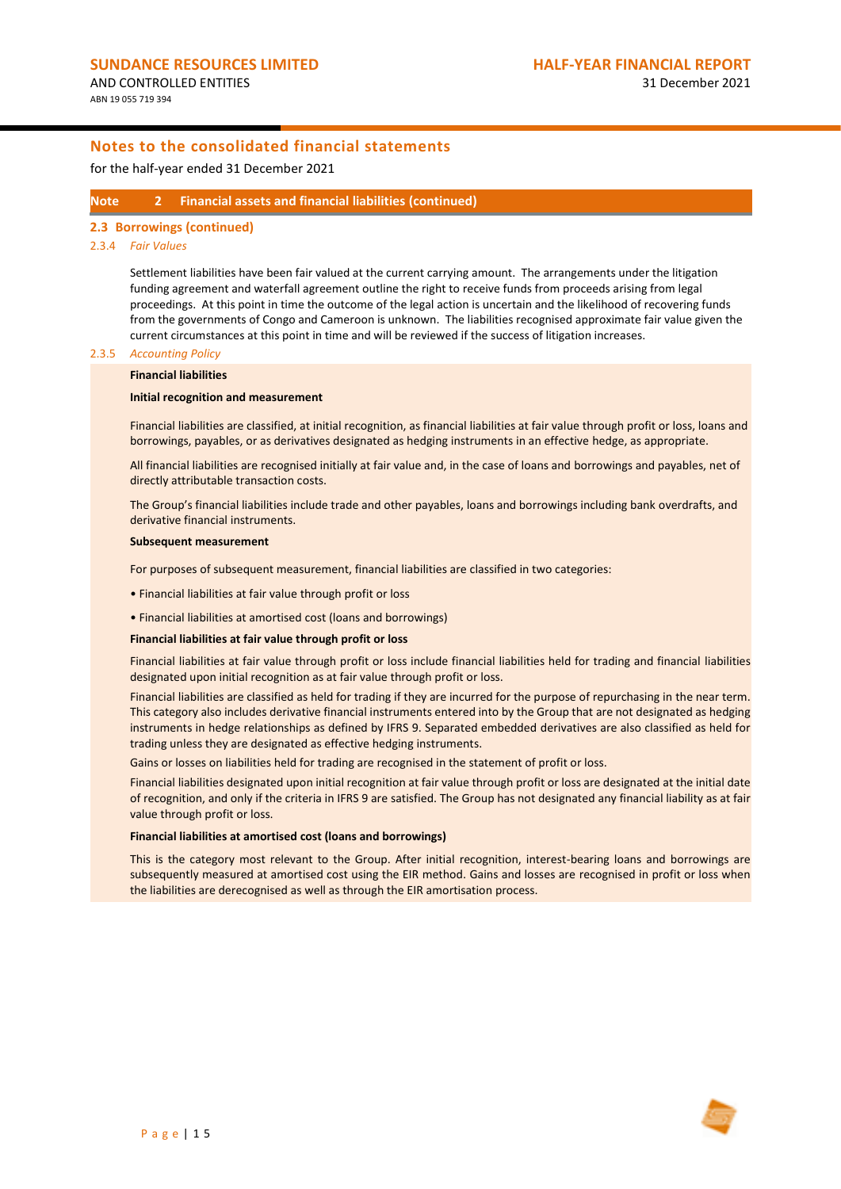## Notes to the consolidated financial statements

for the half-year ended 31 December 2021

### Note 2 Financial assets and financial liabilities (continued)

#### 2.3 Borrowings (continued)

##### 2.3.4 *Fair Values*

Settlement liabilities have been fair valued at the current carrying amount. The arrangements under the litigation funding agreement and waterfall agreement outline the right to receive funds from proceeds arising from legal proceedings. At this point in time the outcome of the legal action is uncertain and the likelihood of recovering funds from the governments of Congo and Cameroon is unknown. The liabilities recognised approximate fair value given the current circumstances at this point in time and will be reviewed if the success of litigation increases.

##### 2.3.5 *Accounting Policy*

**Financial liabilities**

**Initial recognition and measurement**

Financial liabilities are classified, at initial recognition, as financial liabilities at fair value through profit or loss, loans and borrowings, payables, or as derivatives designated as hedging instruments in an effective hedge, as appropriate.

All financial liabilities are recognised initially at fair value and, in the case of loans and borrowings and payables, net of directly attributable transaction costs.

The Group's financial liabilities include trade and other payables, loans and borrowings including bank overdrafts, and derivative financial instruments.

**Subsequent measurement**

For purposes of subsequent measurement, financial liabilities are classified in two categories:

- Financial liabilities at fair value through profit or loss
- Financial liabilities at amortised cost (loans and borrowings)

**Financial liabilities at fair value through profit or loss**

Financial liabilities at fair value through profit or loss include financial liabilities held for trading and financial liabilities designated upon initial recognition as at fair value through profit or loss.

Financial liabilities are classified as held for trading if they are incurred for the purpose of repurchasing in the near term. This category also includes derivative financial instruments entered into by the Group that are not designated as hedging instruments in hedge relationships as defined by IFRS 9. Separated embedded derivatives are also classified as held for trading unless they are designated as effective hedging instruments.

Gains or losses on liabilities held for trading are recognised in the statement of profit or loss.

Financial liabilities designated upon initial recognition at fair value through profit or loss are designated at the initial date of recognition, and only if the criteria in IFRS 9 are satisfied. The Group has not designated any financial liability as at fair value through profit or loss.

**Financial liabilities at amortised cost (loans and borrowings)**

This is the category most relevant to the Group. After initial recognition, interest-bearing loans and borrowings are subsequently measured at amortised cost using the EIR method. Gains and losses are recognised in profit or loss when the liabilities are derecognised as well as through the EIR amortisation process.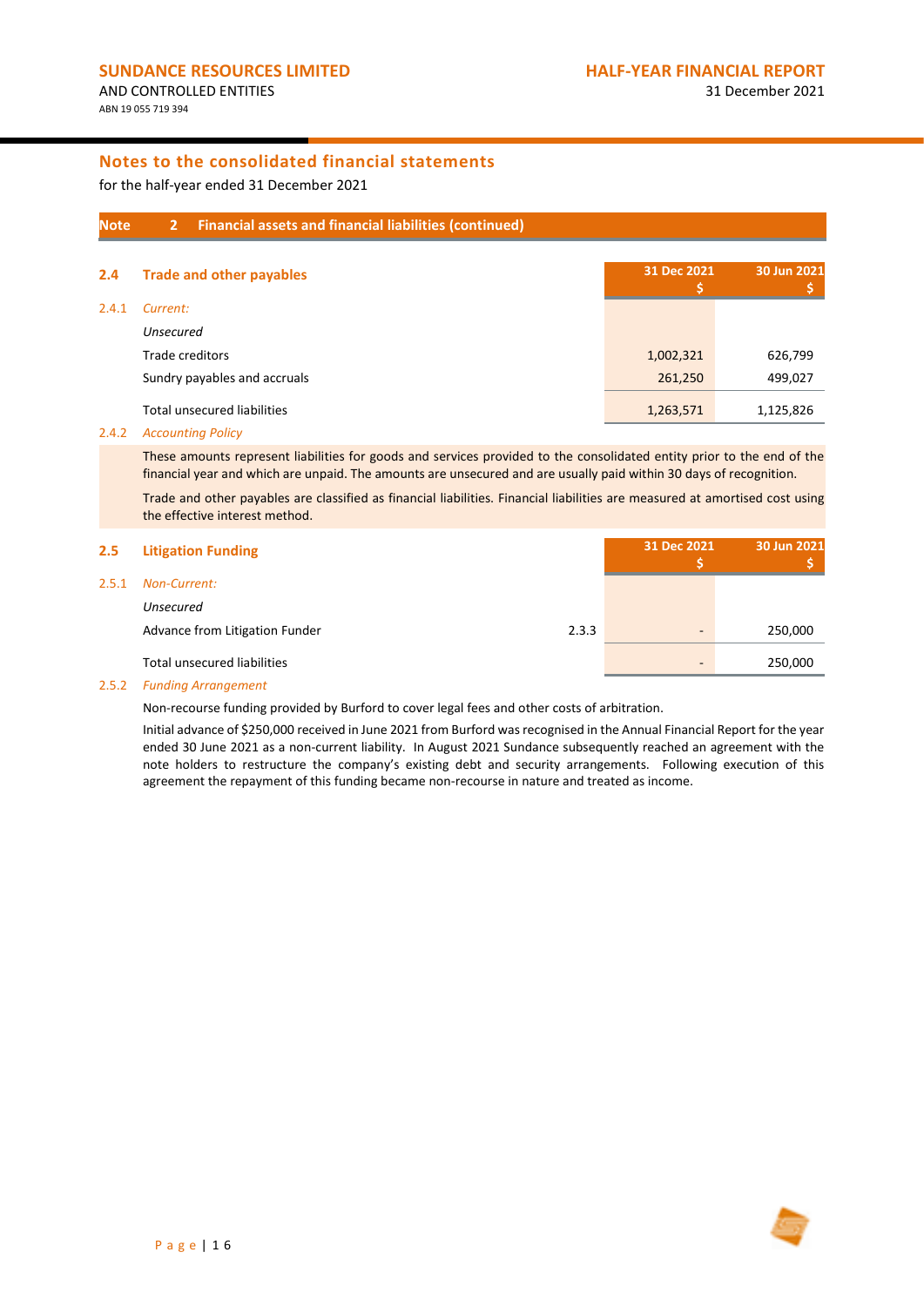## Notes to the consolidated financial statements

for the half-year ended 31 December 2021

### Note 2 Financial assets and financial liabilities (continued)

### 2.4 Trade and other payables

| | | 31 Dec 2021 $ | 30 Jun 2021 $ |
|---|---|---|---|
| 2.4.1 | *Current:* | | |
| | *Unsecured* | | |
| | Trade creditors | 1,002,321 | 626,799 |
| | Sundry payables and accruals | 261,250 | 499,027 |
| | Total unsecured liabilities | 1,263,571 | 1,125,826 |

2.4.2 *Accounting Policy*

These amounts represent liabilities for goods and services provided to the consolidated entity prior to the end of the financial year and which are unpaid. The amounts are unsecured and are usually paid within 30 days of recognition.

Trade and other payables are classified as financial liabilities. Financial liabilities are measured at amortised cost using the effective interest method.

### 2.5 Litigation Funding

| | | | 31 Dec 2021 $ | 30 Jun 2021 $ |
|---|---|---|---|---|
| 2.5.1 | *Non-Current:* | | | |
| | *Unsecured* | | | |
| | Advance from Litigation Funder | 2.3.3 | - | 250,000 |
| | Total unsecured liabilities | | - | 250,000 |

2.5.2 *Funding Arrangement*

Non-recourse funding provided by Burford to cover legal fees and other costs of arbitration.

Initial advance of $250,000 received in June 2021 from Burford was recognised in the Annual Financial Report for the year ended 30 June 2021 as a non-current liability. In August 2021 Sundance subsequently reached an agreement with the note holders to restructure the company's existing debt and security arrangements. Following execution of this agreement the repayment of this funding became non-recourse in nature and treated as income.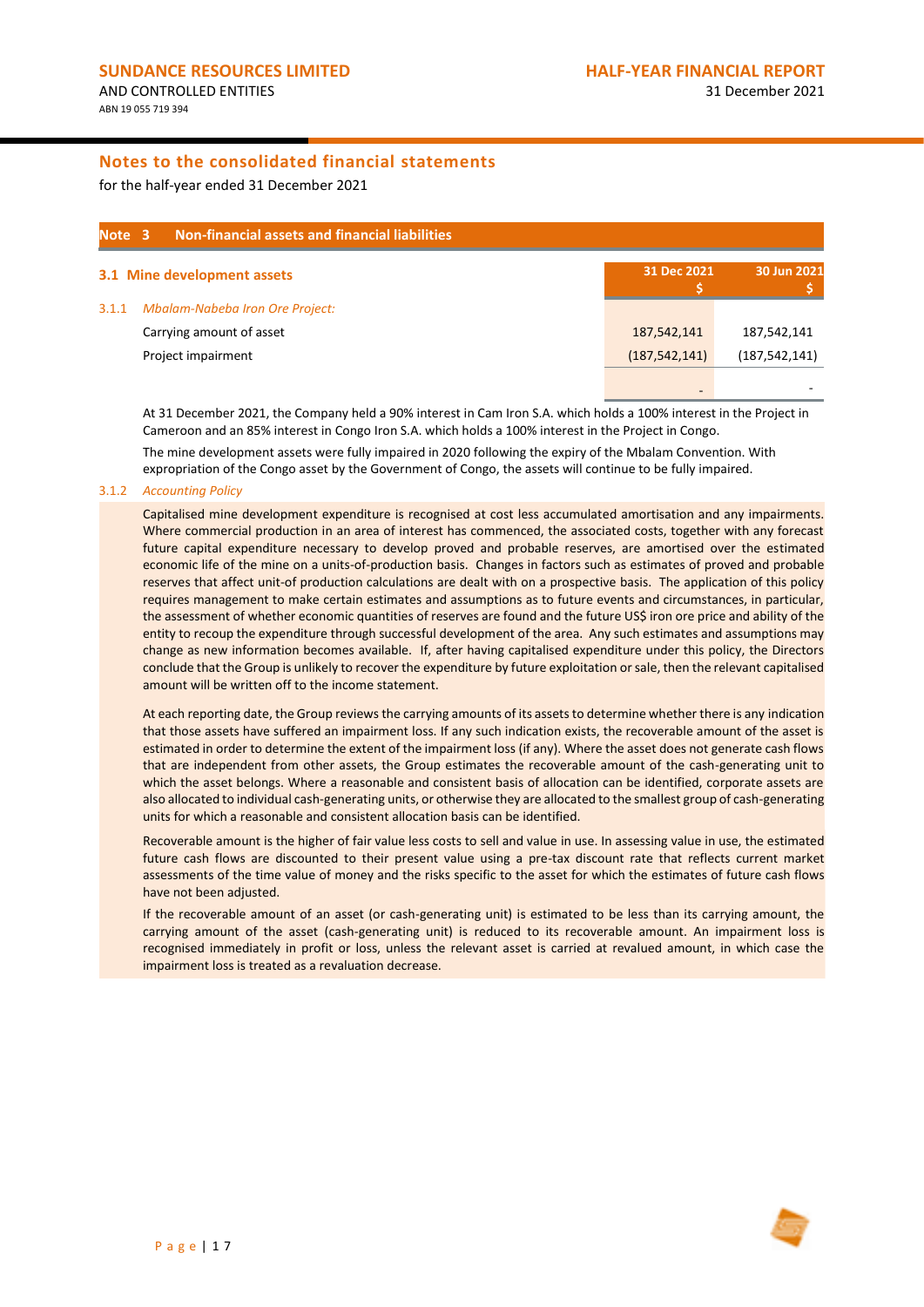## Notes to the consolidated financial statements

for the half-year ended 31 December 2021

### Note 3 Non-financial assets and financial liabilities

| 3.1 Mine development assets | 31 Dec 2021 $ | 30 Jun 2021 $ |
|---|---|---|
| 3.1.1 *Mbalam-Nabeba Iron Ore Project:* | | |
| Carrying amount of asset | 187,542,141 | 187,542,141 |
| Project impairment | (187,542,141) | (187,542,141) |
| | - | - |

At 31 December 2021, the Company held a 90% interest in Cam Iron S.A. which holds a 100% interest in the Project in Cameroon and an 85% interest in Congo Iron S.A. which holds a 100% interest in the Project in Congo.

The mine development assets were fully impaired in 2020 following the expiry of the Mbalam Convention. With expropriation of the Congo asset by the Government of Congo, the assets will continue to be fully impaired.

#### 3.1.2 *Accounting Policy*

Capitalised mine development expenditure is recognised at cost less accumulated amortisation and any impairments. Where commercial production in an area of interest has commenced, the associated costs, together with any forecast future capital expenditure necessary to develop proved and probable reserves, are amortised over the estimated economic life of the mine on a units-of-production basis. Changes in factors such as estimates of proved and probable reserves that affect unit-of production calculations are dealt with on a prospective basis. The application of this policy requires management to make certain estimates and assumptions as to future events and circumstances, in particular, the assessment of whether economic quantities of reserves are found and the future US$ iron ore price and ability of the entity to recoup the expenditure through successful development of the area. Any such estimates and assumptions may change as new information becomes available. If, after having capitalised expenditure under this policy, the Directors conclude that the Group is unlikely to recover the expenditure by future exploitation or sale, then the relevant capitalised amount will be written off to the income statement.

At each reporting date, the Group reviews the carrying amounts of its assets to determine whether there is any indication that those assets have suffered an impairment loss. If any such indication exists, the recoverable amount of the asset is estimated in order to determine the extent of the impairment loss (if any). Where the asset does not generate cash flows that are independent from other assets, the Group estimates the recoverable amount of the cash-generating unit to which the asset belongs. Where a reasonable and consistent basis of allocation can be identified, corporate assets are also allocated to individual cash-generating units, or otherwise they are allocated to the smallest group of cash-generating units for which a reasonable and consistent allocation basis can be identified.

Recoverable amount is the higher of fair value less costs to sell and value in use. In assessing value in use, the estimated future cash flows are discounted to their present value using a pre-tax discount rate that reflects current market assessments of the time value of money and the risks specific to the asset for which the estimates of future cash flows have not been adjusted.

If the recoverable amount of an asset (or cash-generating unit) is estimated to be less than its carrying amount, the carrying amount of the asset (cash-generating unit) is reduced to its recoverable amount. An impairment loss is recognised immediately in profit or loss, unless the relevant asset is carried at revalued amount, in which case the impairment loss is treated as a revaluation decrease.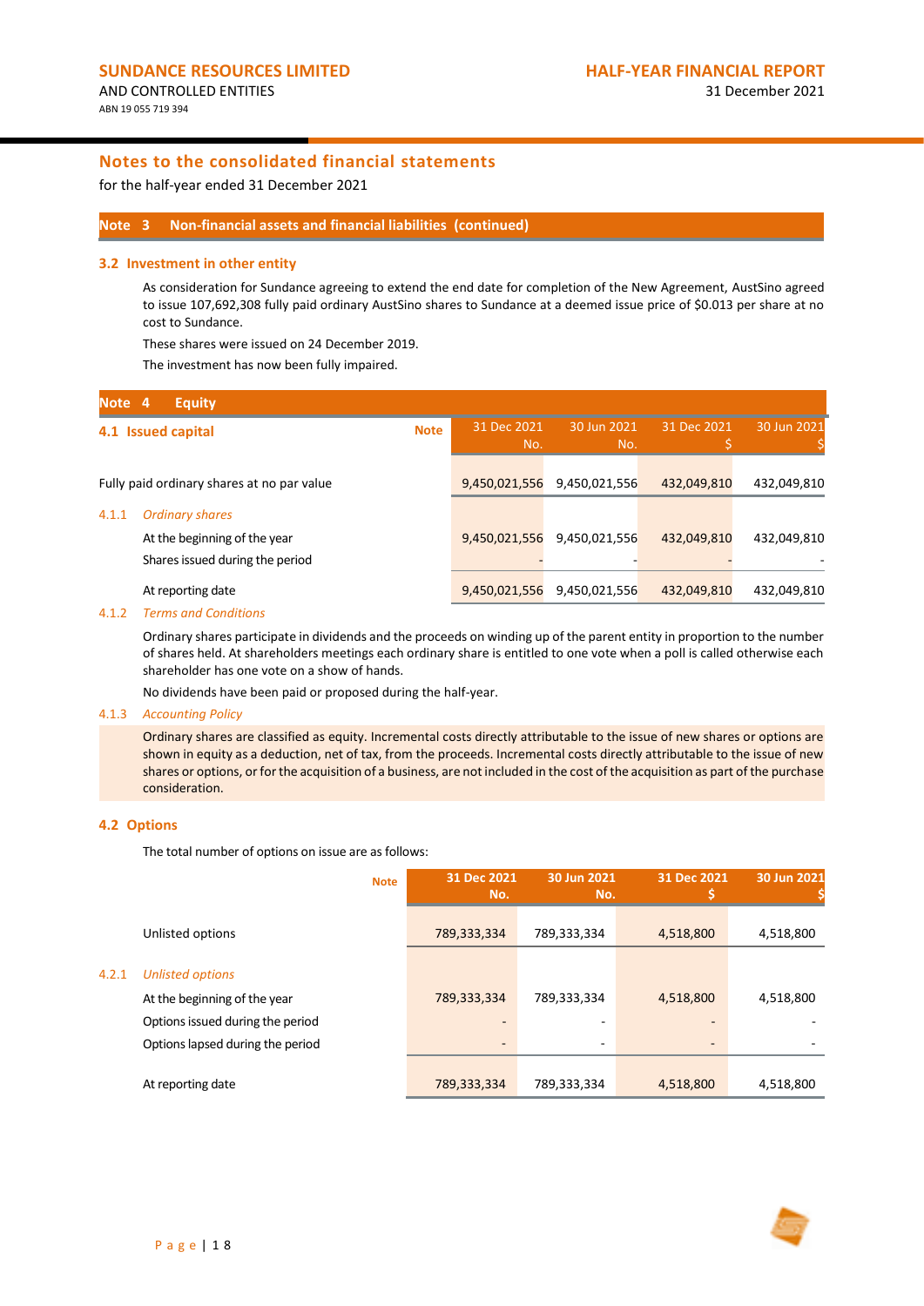## Notes to the consolidated financial statements

for the half-year ended 31 December 2021

### Note 3 Non-financial assets and financial liabilities (continued)

#### 3.2 Investment in other entity

As consideration for Sundance agreeing to extend the end date for completion of the New Agreement, AustSino agreed to issue 107,692,308 fully paid ordinary AustSino shares to Sundance at a deemed issue price of $0.013 per share at no cost to Sundance.

These shares were issued on 24 December 2019.

The investment has now been fully impaired.

### Note 4 Equity

#### 4.1 Issued capital

| | Note | 31 Dec 2021 No. | 30 Jun 2021 No. | 31 Dec 2021 $ | 30 Jun 2021 $ |
|---|---|---|---|---|---|
| Fully paid ordinary shares at no par value | | 9,450,021,556 | 9,450,021,556 | 432,049,810 | 432,049,810 |
| **4.1.1** *Ordinary shares* | | | | | |
| At the beginning of the year | | 9,450,021,556 | 9,450,021,556 | 432,049,810 | 432,049,810 |
| Shares issued during the period | | - | - | - | - |
| At reporting date | | 9,450,021,556 | 9,450,021,556 | 432,049,810 | 432,049,810 |

**4.1.2** *Terms and Conditions*

Ordinary shares participate in dividends and the proceeds on winding up of the parent entity in proportion to the number of shares held. At shareholders meetings each ordinary share is entitled to one vote when a poll is called otherwise each shareholder has one vote on a show of hands.

No dividends have been paid or proposed during the half-year.

**4.1.3** *Accounting Policy*

Ordinary shares are classified as equity. Incremental costs directly attributable to the issue of new shares or options are shown in equity as a deduction, net of tax, from the proceeds. Incremental costs directly attributable to the issue of new shares or options, or for the acquisition of a business, are not included in the cost of the acquisition as part of the purchase consideration.

#### 4.2 Options

The total number of options on issue are as follows:

| | Note | 31 Dec 2021 No. | 30 Jun 2021 No. | 31 Dec 2021 $ | 30 Jun 2021 $ |
|---|---|---|---|---|---|
| Unlisted options | | 789,333,334 | 789,333,334 | 4,518,800 | 4,518,800 |
| **4.2.1** *Unlisted options* | | | | | |
| At the beginning of the year | | 789,333,334 | 789,333,334 | 4,518,800 | 4,518,800 |
| Options issued during the period | | - | - | - | - |
| Options lapsed during the period | | - | - | - | - |
| At reporting date | | 789,333,334 | 789,333,334 | 4,518,800 | 4,518,800 |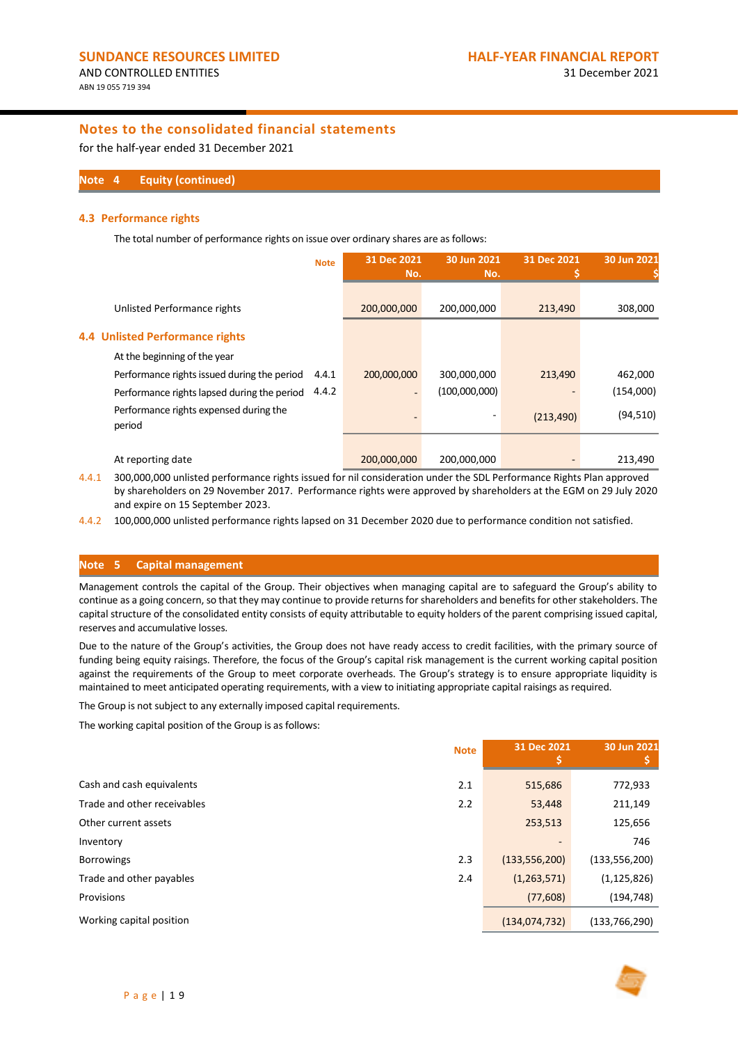## Notes to the consolidated financial statements

for the half-year ended 31 December 2021

## Note 4 Equity (continued)

### 4.3 Performance rights

The total number of performance rights on issue over ordinary shares are as follows:

| | Note | 31 Dec 2021 No. | 30 Jun 2021 No. | 31 Dec 2021 $ | 30 Jun 2021 $ |
|---|---|---|---|---|---|
| Unlisted Performance rights | | 200,000,000 | 200,000,000 | 213,490 | 308,000 |

### 4.4 Unlisted Performance rights

| | Note | 31 Dec 2021 No. | 30 Jun 2021 No. | 31 Dec 2021 $ | 30 Jun 2021 $ |
|---|---|---|---|---|---|
| At the beginning of the year | | | | | |
| Performance rights issued during the period | 4.4.1 | 200,000,000 | 300,000,000 | 213,490 | 462,000 |
| Performance rights lapsed during the period | 4.4.2 | - | (100,000,000) | - | (154,000) |
| Performance rights expensed during the period | | - | - | (213,490) | (94,510) |
| At reporting date | | 200,000,000 | 200,000,000 | - | 213,490 |

4.4.1 300,000,000 unlisted performance rights issued for nil consideration under the SDL Performance Rights Plan approved by shareholders on 29 November 2017. Performance rights were approved by shareholders at the EGM on 29 July 2020 and expire on 15 September 2023.

4.4.2 100,000,000 unlisted performance rights lapsed on 31 December 2020 due to performance condition not satisfied.

## Note 5 Capital management

Management controls the capital of the Group. Their objectives when managing capital are to safeguard the Group's ability to continue as a going concern, so that they may continue to provide returns for shareholders and benefits for other stakeholders. The capital structure of the consolidated entity consists of equity attributable to equity holders of the parent comprising issued capital, reserves and accumulative losses.

Due to the nature of the Group's activities, the Group does not have ready access to credit facilities, with the primary source of funding being equity raisings. Therefore, the focus of the Group's capital risk management is the current working capital position against the requirements of the Group to meet corporate overheads. The Group's strategy is to ensure appropriate liquidity is maintained to meet anticipated operating requirements, with a view to initiating appropriate capital raisings as required.

The Group is not subject to any externally imposed capital requirements.

The working capital position of the Group is as follows:

| | Note | 31 Dec 2021 $ | 30 Jun 2021 $ |
|---|---|---|---|
| Cash and cash equivalents | 2.1 | 515,686 | 772,933 |
| Trade and other receivables | 2.2 | 53,448 | 211,149 |
| Other current assets | | 253,513 | 125,656 |
| Inventory | | - | 746 |
| Borrowings | 2.3 | (133,556,200) | (133,556,200) |
| Trade and other payables | 2.4 | (1,263,571) | (1,125,826) |
| Provisions | | (77,608) | (194,748) |
| Working capital position | | (134,074,732) | (133,766,290) |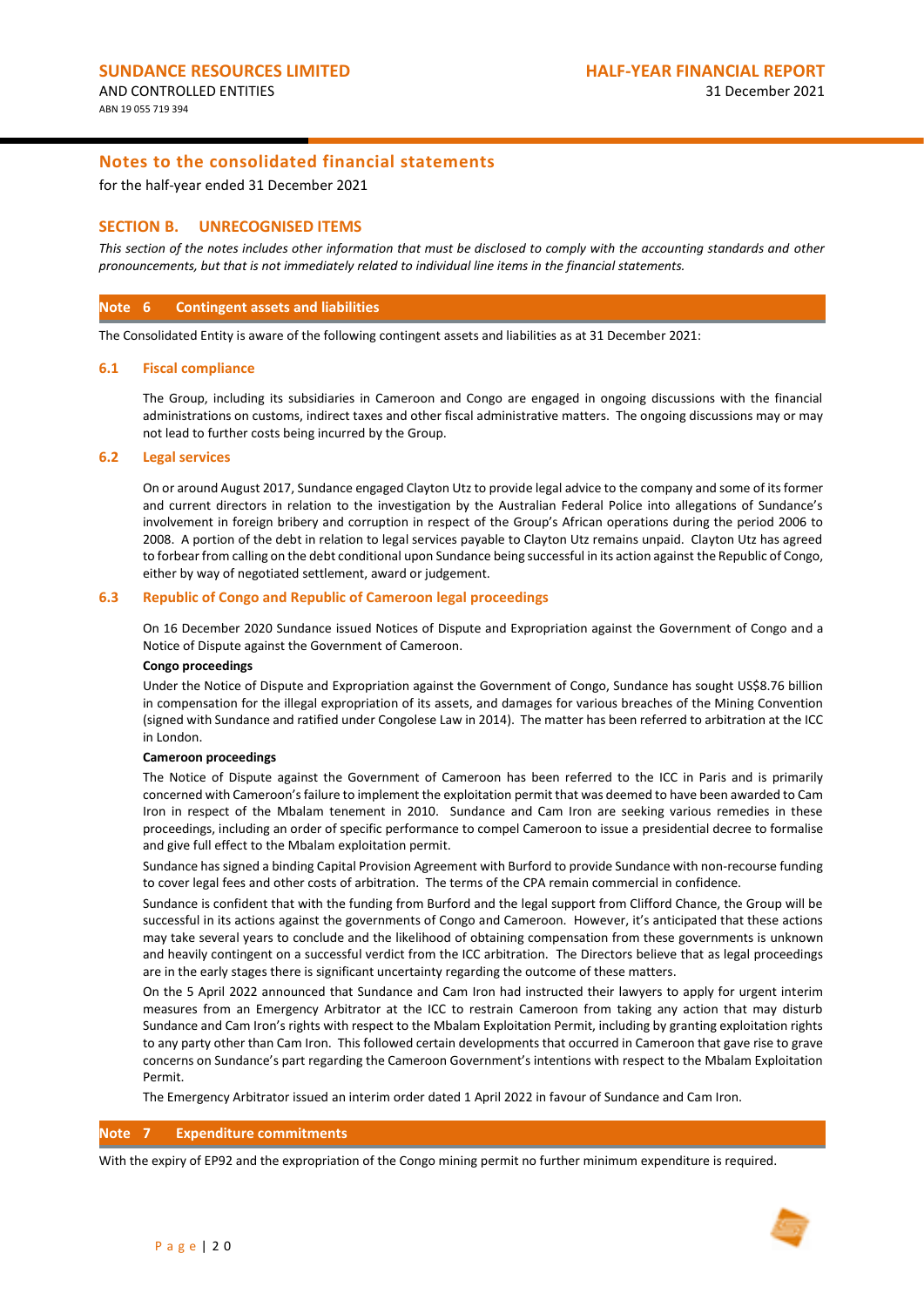## Notes to the consolidated financial statements

for the half-year ended 31 December 2021

### SECTION B. UNRECOGNISED ITEMS

*This section of the notes includes other information that must be disclosed to comply with the accounting standards and other pronouncements, but that is not immediately related to individual line items in the financial statements.*

### Note 6 Contingent assets and liabilities

The Consolidated Entity is aware of the following contingent assets and liabilities as at 31 December 2021:

#### 6.1 Fiscal compliance

The Group, including its subsidiaries in Cameroon and Congo are engaged in ongoing discussions with the financial administrations on customs, indirect taxes and other fiscal administrative matters. The ongoing discussions may or may not lead to further costs being incurred by the Group.

#### 6.2 Legal services

On or around August 2017, Sundance engaged Clayton Utz to provide legal advice to the company and some of its former and current directors in relation to the investigation by the Australian Federal Police into allegations of Sundance's involvement in foreign bribery and corruption in respect of the Group's African operations during the period 2006 to 2008. A portion of the debt in relation to legal services payable to Clayton Utz remains unpaid. Clayton Utz has agreed to forbear from calling on the debt conditional upon Sundance being successful in its action against the Republic of Congo, either by way of negotiated settlement, award or judgement.

#### 6.3 Republic of Congo and Republic of Cameroon legal proceedings

On 16 December 2020 Sundance issued Notices of Dispute and Expropriation against the Government of Congo and a Notice of Dispute against the Government of Cameroon.

**Congo proceedings**

Under the Notice of Dispute and Expropriation against the Government of Congo, Sundance has sought US$8.76 billion in compensation for the illegal expropriation of its assets, and damages for various breaches of the Mining Convention (signed with Sundance and ratified under Congolese Law in 2014). The matter has been referred to arbitration at the ICC in London.

**Cameroon proceedings**

The Notice of Dispute against the Government of Cameroon has been referred to the ICC in Paris and is primarily concerned with Cameroon's failure to implement the exploitation permit that was deemed to have been awarded to Cam Iron in respect of the Mbalam tenement in 2010. Sundance and Cam Iron are seeking various remedies in these proceedings, including an order of specific performance to compel Cameroon to issue a presidential decree to formalise and give full effect to the Mbalam exploitation permit.

Sundance has signed a binding Capital Provision Agreement with Burford to provide Sundance with non-recourse funding to cover legal fees and other costs of arbitration. The terms of the CPA remain commercial in confidence.

Sundance is confident that with the funding from Burford and the legal support from Clifford Chance, the Group will be successful in its actions against the governments of Congo and Cameroon. However, it's anticipated that these actions may take several years to conclude and the likelihood of obtaining compensation from these governments is unknown and heavily contingent on a successful verdict from the ICC arbitration. The Directors believe that as legal proceedings are in the early stages there is significant uncertainty regarding the outcome of these matters.

On the 5 April 2022 announced that Sundance and Cam Iron had instructed their lawyers to apply for urgent interim measures from an Emergency Arbitrator at the ICC to restrain Cameroon from taking any action that may disturb Sundance and Cam Iron's rights with respect to the Mbalam Exploitation Permit, including by granting exploitation rights to any party other than Cam Iron. This followed certain developments that occurred in Cameroon that gave rise to grave concerns on Sundance's part regarding the Cameroon Government's intentions with respect to the Mbalam Exploitation Permit.

The Emergency Arbitrator issued an interim order dated 1 April 2022 in favour of Sundance and Cam Iron.

### Note 7 Expenditure commitments

With the expiry of EP92 and the expropriation of the Congo mining permit no further minimum expenditure is required.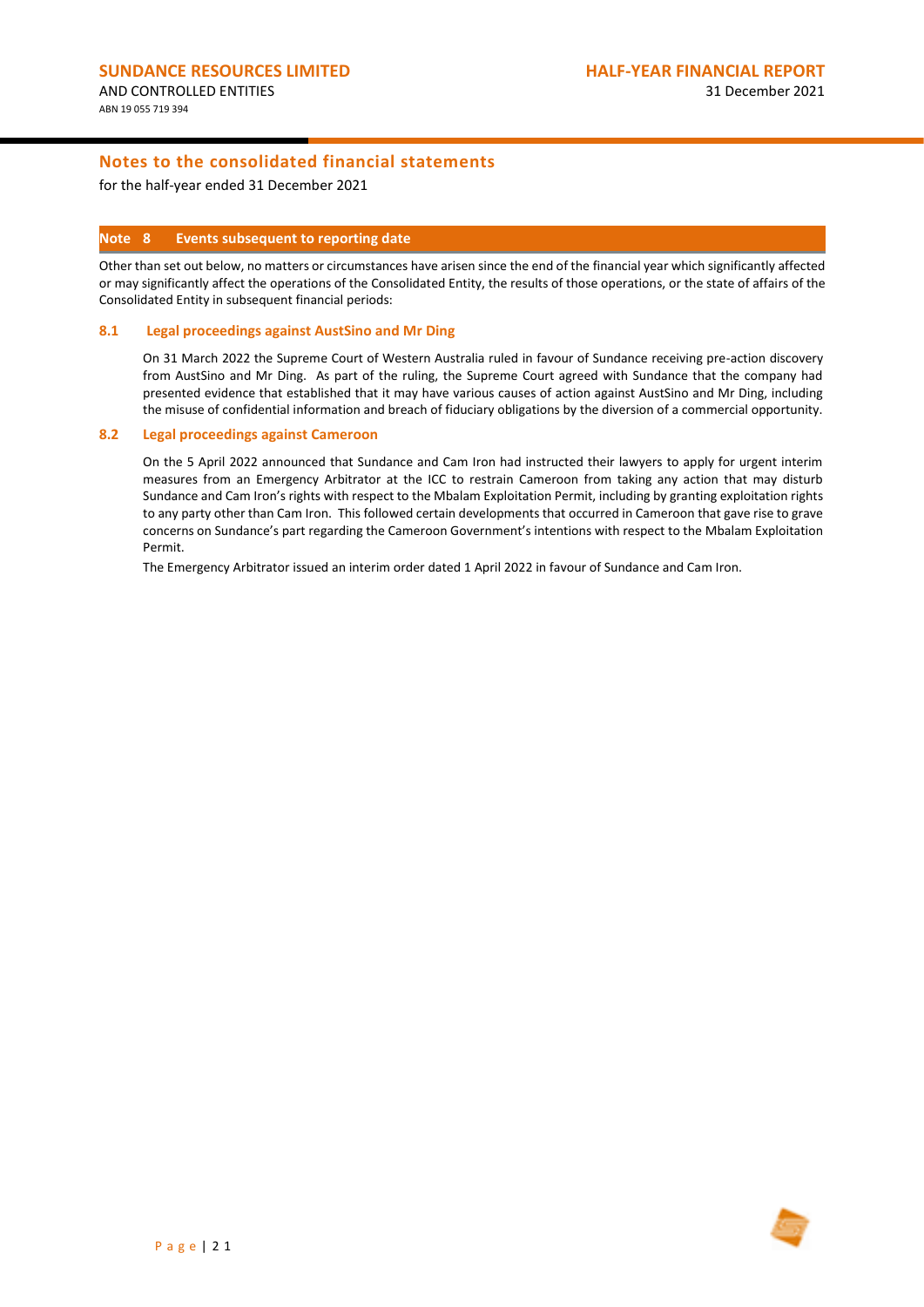## Notes to the consolidated financial statements

for the half-year ended 31 December 2021

### Note 8 Events subsequent to reporting date

Other than set out below, no matters or circumstances have arisen since the end of the financial year which significantly affected or may significantly affect the operations of the Consolidated Entity, the results of those operations, or the state of affairs of the Consolidated Entity in subsequent financial periods:

#### 8.1 Legal proceedings against AustSino and Mr Ding

On 31 March 2022 the Supreme Court of Western Australia ruled in favour of Sundance receiving pre-action discovery from AustSino and Mr Ding. As part of the ruling, the Supreme Court agreed with Sundance that the company had presented evidence that established that it may have various causes of action against AustSino and Mr Ding, including the misuse of confidential information and breach of fiduciary obligations by the diversion of a commercial opportunity.

#### 8.2 Legal proceedings against Cameroon

On the 5 April 2022 announced that Sundance and Cam Iron had instructed their lawyers to apply for urgent interim measures from an Emergency Arbitrator at the ICC to restrain Cameroon from taking any action that may disturb Sundance and Cam Iron's rights with respect to the Mbalam Exploitation Permit, including by granting exploitation rights to any party other than Cam Iron. This followed certain developments that occurred in Cameroon that gave rise to grave concerns on Sundance's part regarding the Cameroon Government's intentions with respect to the Mbalam Exploitation Permit.

The Emergency Arbitrator issued an interim order dated 1 April 2022 in favour of Sundance and Cam Iron.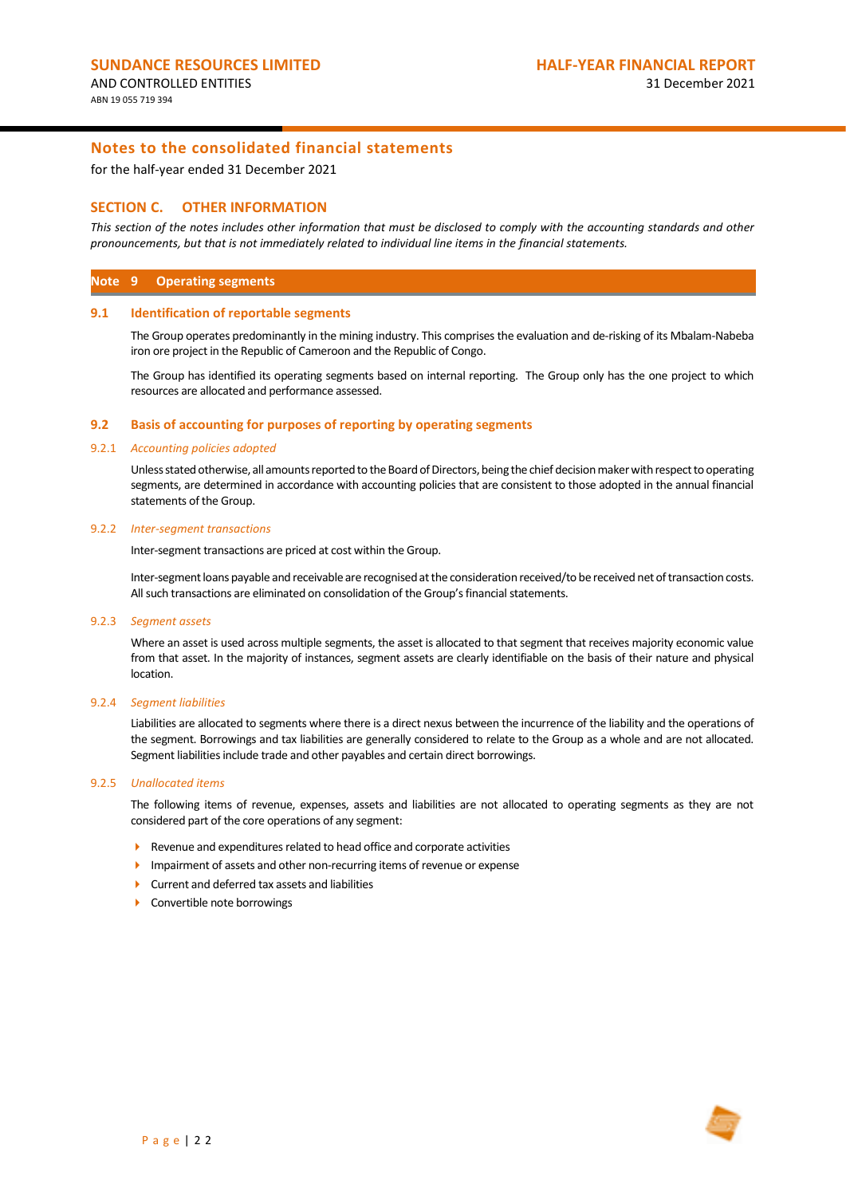## Notes to the consolidated financial statements

for the half-year ended 31 December 2021

## SECTION C. OTHER INFORMATION

*This section of the notes includes other information that must be disclosed to comply with the accounting standards and other pronouncements, but that is not immediately related to individual line items in the financial statements.*

### Note 9 Operating segments

#### 9.1 Identification of reportable segments

The Group operates predominantly in the mining industry. This comprises the evaluation and de-risking of its Mbalam-Nabeba iron ore project in the Republic of Cameroon and the Republic of Congo.

The Group has identified its operating segments based on internal reporting. The Group only has the one project to which resources are allocated and performance assessed.

#### 9.2 Basis of accounting for purposes of reporting by operating segments

##### 9.2.1 *Accounting policies adopted*

Unless stated otherwise, all amounts reported to the Board of Directors, being the chief decision maker with respect to operating segments, are determined in accordance with accounting policies that are consistent to those adopted in the annual financial statements of the Group.

##### 9.2.2 *Inter-segment transactions*

Inter-segment transactions are priced at cost within the Group.

Inter-segment loans payable and receivable are recognised at the consideration received/to be received net of transaction costs. All such transactions are eliminated on consolidation of the Group's financial statements.

##### 9.2.3 *Segment assets*

Where an asset is used across multiple segments, the asset is allocated to that segment that receives majority economic value from that asset. In the majority of instances, segment assets are clearly identifiable on the basis of their nature and physical location.

##### 9.2.4 *Segment liabilities*

Liabilities are allocated to segments where there is a direct nexus between the incurrence of the liability and the operations of the segment. Borrowings and tax liabilities are generally considered to relate to the Group as a whole and are not allocated. Segment liabilities include trade and other payables and certain direct borrowings.

##### 9.2.5 *Unallocated items*

The following items of revenue, expenses, assets and liabilities are not allocated to operating segments as they are not considered part of the core operations of any segment:

- Revenue and expenditures related to head office and corporate activities
- Impairment of assets and other non-recurring items of revenue or expense
- Current and deferred tax assets and liabilities
- Convertible note borrowings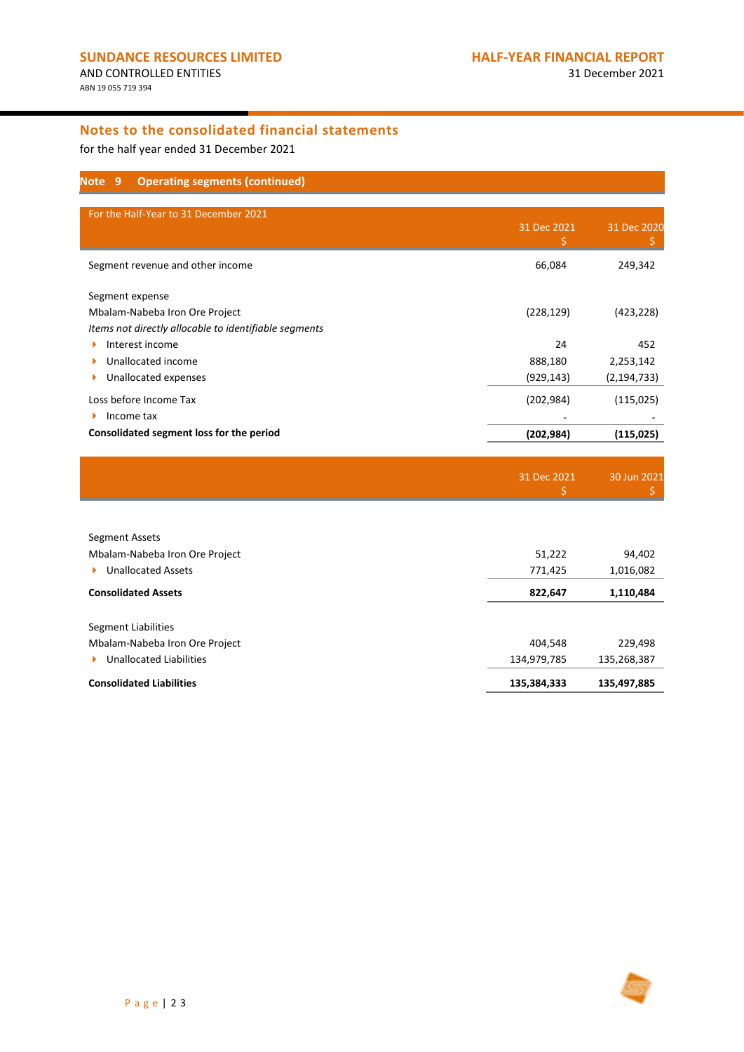## Notes to the consolidated financial statements

for the half year ended 31 December 2021

### Note 9 Operating segments (continued)

| For the Half-Year to 31 December 2021 | 31 Dec 2021 $ | 31 Dec 2020 $ |
|---|---|---|
| Segment revenue and other income | 66,084 | 249,342 |
| Segment expense | | |
| Mbalam-Nabeba Iron Ore Project | (228,129) | (423,228) |
| *Items not directly allocable to identifiable segments* | | |
| Interest income | 24 | 452 |
| Unallocated income | 888,180 | 2,253,142 |
| Unallocated expenses | (929,143) | (2,194,733) |
| Loss before Income Tax | (202,984) | (115,025) |
| Income tax | - | - |
| **Consolidated segment loss for the period** | **(202,984)** | **(115,025)** |

| | 31 Dec 2021 $ | 30 Jun 2021 $ |
|---|---|---|
| Segment Assets | | |
| Mbalam-Nabeba Iron Ore Project | 51,222 | 94,402 |
| Unallocated Assets | 771,425 | 1,016,082 |
| **Consolidated Assets** | **822,647** | **1,110,484** |
| Segment Liabilities | | |
| Mbalam-Nabeba Iron Ore Project | 404,548 | 229,498 |
| Unallocated Liabilities | 134,979,785 | 135,268,387 |
| **Consolidated Liabilities** | **135,384,333** | **135,497,885** |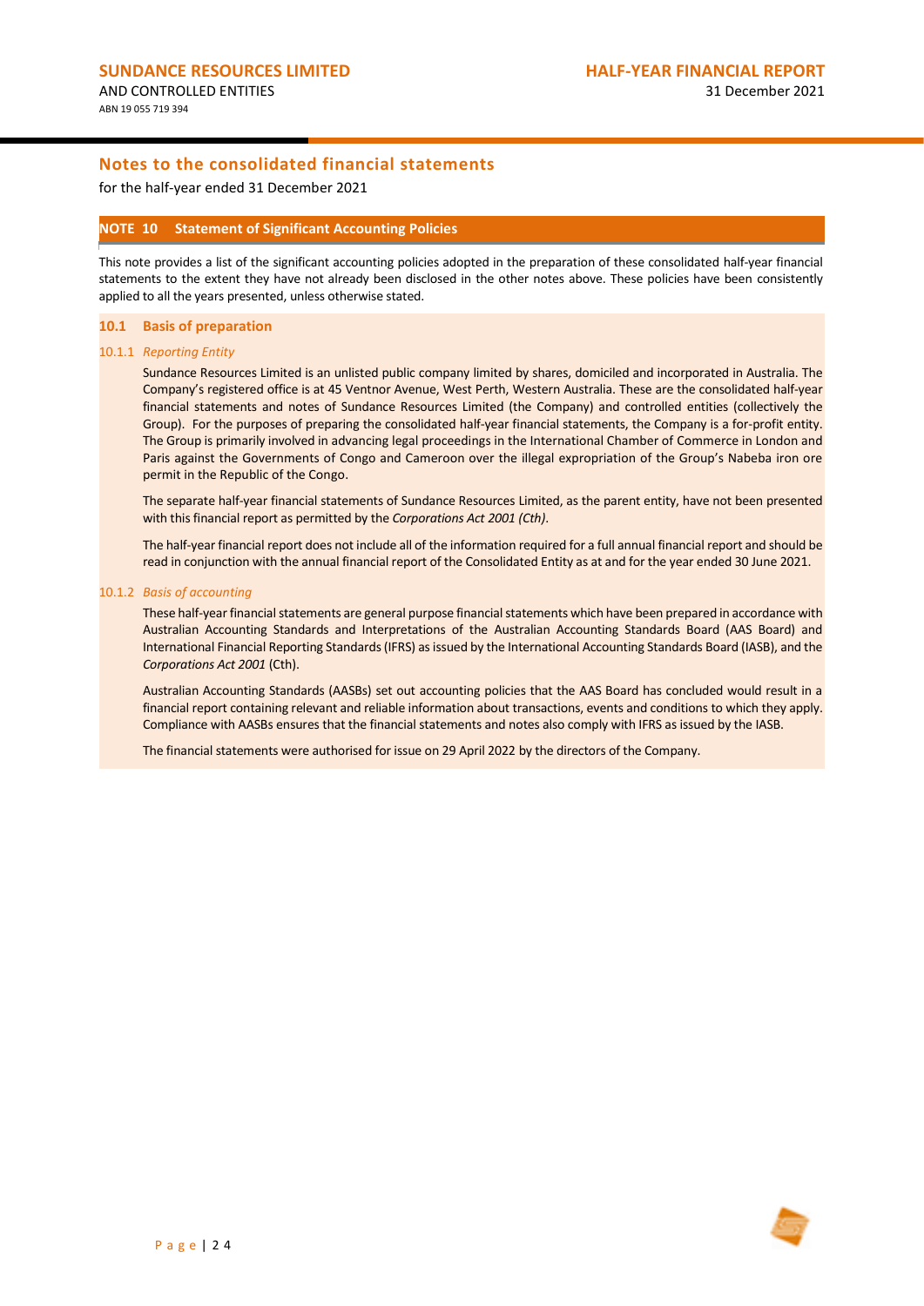## Notes to the consolidated financial statements

for the half-year ended 31 December 2021

### NOTE 10 Statement of Significant Accounting Policies

This note provides a list of the significant accounting policies adopted in the preparation of these consolidated half-year financial statements to the extent they have not already been disclosed in the other notes above. These policies have been consistently applied to all the years presented, unless otherwise stated.

#### 10.1 Basis of preparation

##### 10.1.1 *Reporting Entity*

Sundance Resources Limited is an unlisted public company limited by shares, domiciled and incorporated in Australia. The Company's registered office is at 45 Ventnor Avenue, West Perth, Western Australia. These are the consolidated half-year financial statements and notes of Sundance Resources Limited (the Company) and controlled entities (collectively the Group). For the purposes of preparing the consolidated half-year financial statements, the Company is a for-profit entity. The Group is primarily involved in advancing legal proceedings in the International Chamber of Commerce in London and Paris against the Governments of Congo and Cameroon over the illegal expropriation of the Group's Nabeba iron ore permit in the Republic of the Congo.

The separate half-year financial statements of Sundance Resources Limited, as the parent entity, have not been presented with this financial report as permitted by the *Corporations Act 2001 (Cth)*.

The half-year financial report does not include all of the information required for a full annual financial report and should be read in conjunction with the annual financial report of the Consolidated Entity as at and for the year ended 30 June 2021.

##### 10.1.2 *Basis of accounting*

These half-year financial statements are general purpose financial statements which have been prepared in accordance with Australian Accounting Standards and Interpretations of the Australian Accounting Standards Board (AAS Board) and International Financial Reporting Standards (IFRS) as issued by the International Accounting Standards Board (IASB), and the *Corporations Act 2001* (Cth).

Australian Accounting Standards (AASBs) set out accounting policies that the AAS Board has concluded would result in a financial report containing relevant and reliable information about transactions, events and conditions to which they apply. Compliance with AASBs ensures that the financial statements and notes also comply with IFRS as issued by the IASB.

The financial statements were authorised for issue on 29 April 2022 by the directors of the Company.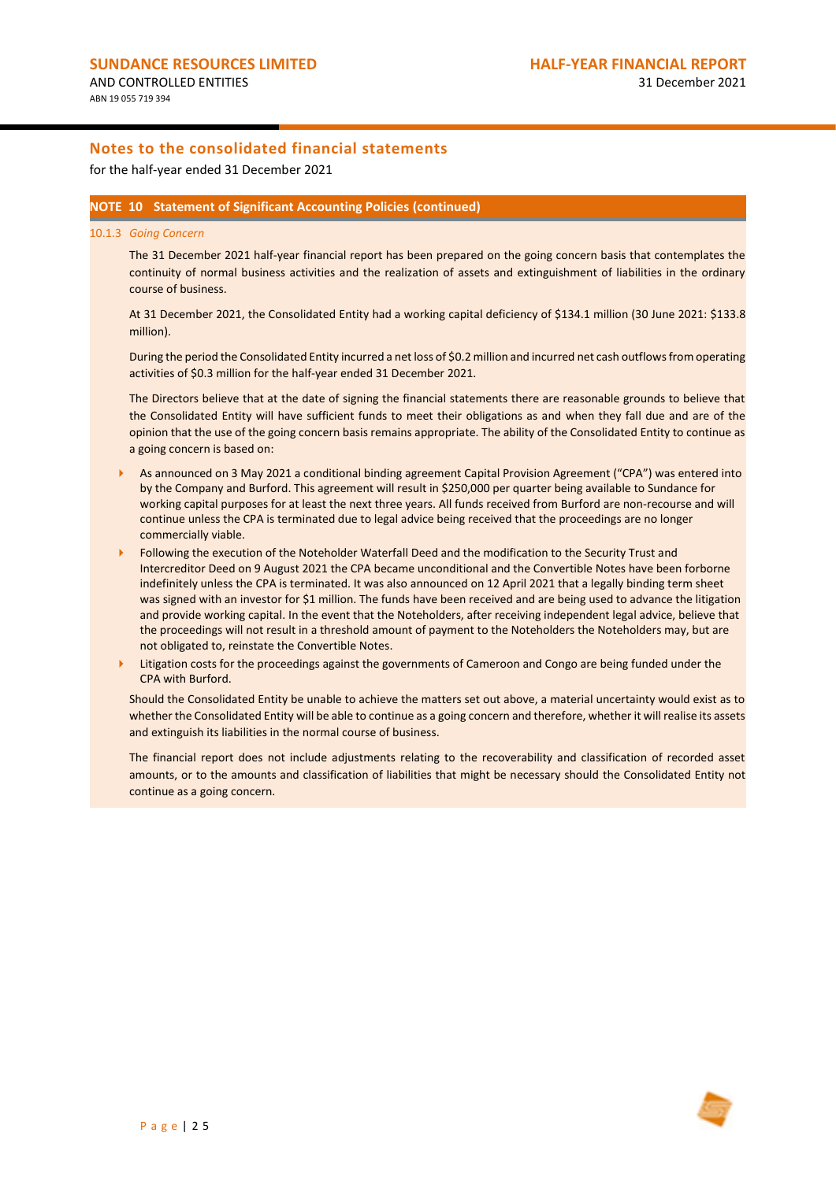## Notes to the consolidated financial statements

for the half-year ended 31 December 2021

### NOTE 10 Statement of Significant Accounting Policies (continued)

#### 10.1.3 *Going Concern*

The 31 December 2021 half-year financial report has been prepared on the going concern basis that contemplates the continuity of normal business activities and the realization of assets and extinguishment of liabilities in the ordinary course of business.

At 31 December 2021, the Consolidated Entity had a working capital deficiency of $134.1 million (30 June 2021: $133.8 million).

During the period the Consolidated Entity incurred a net loss of $0.2 million and incurred net cash outflows from operating activities of $0.3 million for the half-year ended 31 December 2021.

The Directors believe that at the date of signing the financial statements there are reasonable grounds to believe that the Consolidated Entity will have sufficient funds to meet their obligations as and when they fall due and are of the opinion that the use of the going concern basis remains appropriate. The ability of the Consolidated Entity to continue as a going concern is based on:

- As announced on 3 May 2021 a conditional binding agreement Capital Provision Agreement ("CPA") was entered into by the Company and Burford. This agreement will result in $250,000 per quarter being available to Sundance for working capital purposes for at least the next three years. All funds received from Burford are non-recourse and will continue unless the CPA is terminated due to legal advice being received that the proceedings are no longer commercially viable.
- Following the execution of the Noteholder Waterfall Deed and the modification to the Security Trust and Intercreditor Deed on 9 August 2021 the CPA became unconditional and the Convertible Notes have been forborne indefinitely unless the CPA is terminated. It was also announced on 12 April 2021 that a legally binding term sheet was signed with an investor for $1 million. The funds have been received and are being used to advance the litigation and provide working capital. In the event that the Noteholders, after receiving independent legal advice, believe that the proceedings will not result in a threshold amount of payment to the Noteholders the Noteholders may, but are not obligated to, reinstate the Convertible Notes.
- Litigation costs for the proceedings against the governments of Cameroon and Congo are being funded under the CPA with Burford.

Should the Consolidated Entity be unable to achieve the matters set out above, a material uncertainty would exist as to whether the Consolidated Entity will be able to continue as a going concern and therefore, whether it will realise its assets and extinguish its liabilities in the normal course of business.

The financial report does not include adjustments relating to the recoverability and classification of recorded asset amounts, or to the amounts and classification of liabilities that might be necessary should the Consolidated Entity not continue as a going concern.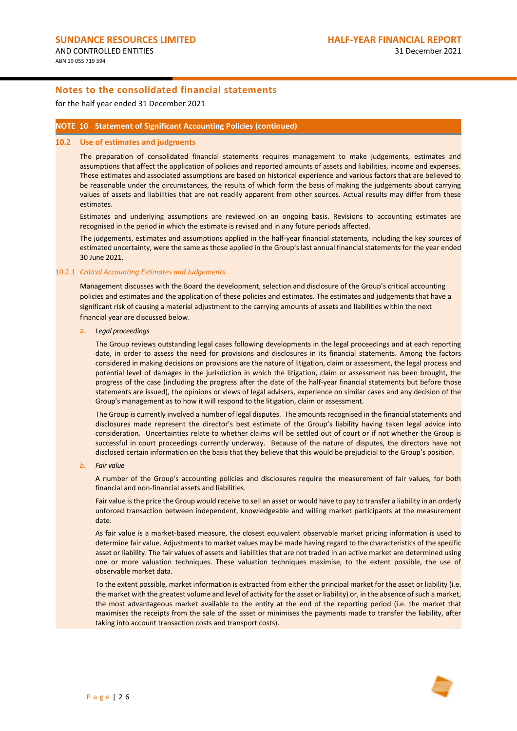## Notes to the consolidated financial statements

for the half year ended 31 December 2021

### NOTE 10 Statement of Significant Accounting Policies (continued)

### 10.2 Use of estimates and judgments

The preparation of consolidated financial statements requires management to make judgements, estimates and assumptions that affect the application of policies and reported amounts of assets and liabilities, income and expenses. These estimates and associated assumptions are based on historical experience and various factors that are believed to be reasonable under the circumstances, the results of which form the basis of making the judgements about carrying values of assets and liabilities that are not readily apparent from other sources. Actual results may differ from these estimates.

Estimates and underlying assumptions are reviewed on an ongoing basis. Revisions to accounting estimates are recognised in the period in which the estimate is revised and in any future periods affected.

The judgements, estimates and assumptions applied in the half-year financial statements, including the key sources of estimated uncertainty, were the same as those applied in the Group's last annual financial statements for the year ended 30 June 2021.

#### 10.2.1 *Critical Accounting Estimates and Judgements*

Management discusses with the Board the development, selection and disclosure of the Group's critical accounting policies and estimates and the application of these policies and estimates. The estimates and judgements that have a significant risk of causing a material adjustment to the carrying amounts of assets and liabilities within the next financial year are discussed below.

a. *Legal proceedings*

The Group reviews outstanding legal cases following developments in the legal proceedings and at each reporting date, in order to assess the need for provisions and disclosures in its financial statements. Among the factors considered in making decisions on provisions are the nature of litigation, claim or assessment, the legal process and potential level of damages in the jurisdiction in which the litigation, claim or assessment has been brought, the progress of the case (including the progress after the date of the half-year financial statements but before those statements are issued), the opinions or views of legal advisers, experience on similar cases and any decision of the Group's management as to how it will respond to the litigation, claim or assessment.

The Group is currently involved a number of legal disputes. The amounts recognised in the financial statements and disclosures made represent the director's best estimate of the Group's liability having taken legal advice into consideration. Uncertainties relate to whether claims will be settled out of court or if not whether the Group is successful in court proceedings currently underway. Because of the nature of disputes, the directors have not disclosed certain information on the basis that they believe that this would be prejudicial to the Group's position.

b. *Fair value*

A number of the Group's accounting policies and disclosures require the measurement of fair values, for both financial and non-financial assets and liabilities.

Fair value is the price the Group would receive to sell an asset or would have to pay to transfer a liability in an orderly unforced transaction between independent, knowledgeable and willing market participants at the measurement date.

As fair value is a market-based measure, the closest equivalent observable market pricing information is used to determine fair value. Adjustments to market values may be made having regard to the characteristics of the specific asset or liability. The fair values of assets and liabilities that are not traded in an active market are determined using one or more valuation techniques. These valuation techniques maximise, to the extent possible, the use of observable market data.

To the extent possible, market information is extracted from either the principal market for the asset or liability (i.e. the market with the greatest volume and level of activity for the asset or liability) or, in the absence of such a market, the most advantageous market available to the entity at the end of the reporting period (i.e. the market that maximises the receipts from the sale of the asset or minimises the payments made to transfer the liability, after taking into account transaction costs and transport costs).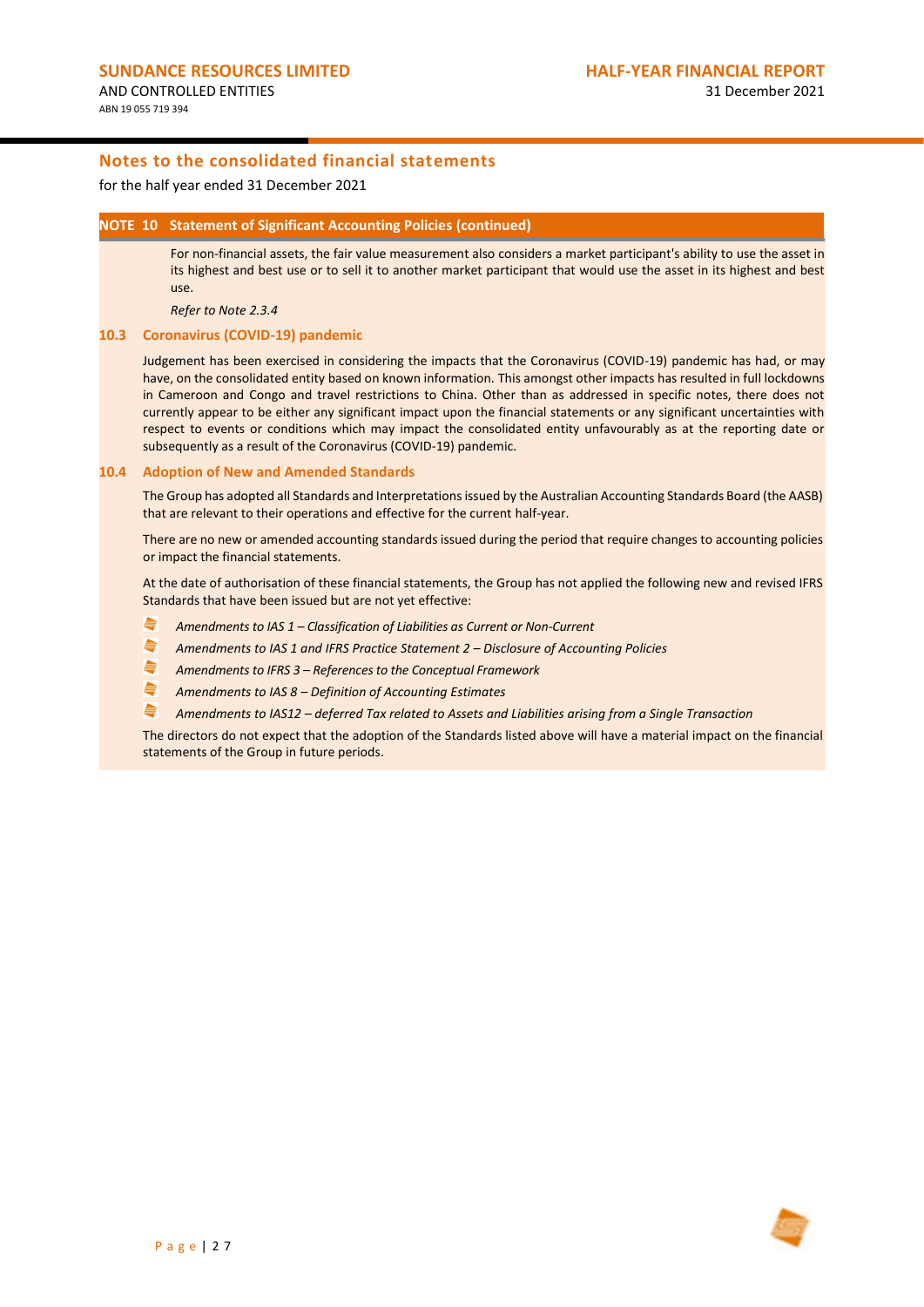## Notes to the consolidated financial statements

for the half year ended 31 December 2021

### NOTE 10 Statement of Significant Accounting Policies (continued)

For non-financial assets, the fair value measurement also considers a market participant's ability to use the asset in its highest and best use or to sell it to another market participant that would use the asset in its highest and best use.

*Refer to Note 2.3.4*

### 10.3 Coronavirus (COVID-19) pandemic

Judgement has been exercised in considering the impacts that the Coronavirus (COVID-19) pandemic has had, or may have, on the consolidated entity based on known information. This amongst other impacts has resulted in full lockdowns in Cameroon and Congo and travel restrictions to China. Other than as addressed in specific notes, there does not currently appear to be either any significant impact upon the financial statements or any significant uncertainties with respect to events or conditions which may impact the consolidated entity unfavourably as at the reporting date or subsequently as a result of the Coronavirus (COVID-19) pandemic.

### 10.4 Adoption of New and Amended Standards

The Group has adopted all Standards and Interpretations issued by the Australian Accounting Standards Board (the AASB) that are relevant to their operations and effective for the current half-year.

There are no new or amended accounting standards issued during the period that require changes to accounting policies or impact the financial statements.

At the date of authorisation of these financial statements, the Group has not applied the following new and revised IFRS Standards that have been issued but are not yet effective:

- *Amendments to IAS 1 – Classification of Liabilities as Current or Non-Current*
- *Amendments to IAS 1 and IFRS Practice Statement 2 – Disclosure of Accounting Policies*
- *Amendments to IFRS 3 – References to the Conceptual Framework*
- *Amendments to IAS 8 – Definition of Accounting Estimates*
- *Amendments to IAS12 – deferred Tax related to Assets and Liabilities arising from a Single Transaction*

The directors do not expect that the adoption of the Standards listed above will have a material impact on the financial statements of the Group in future periods.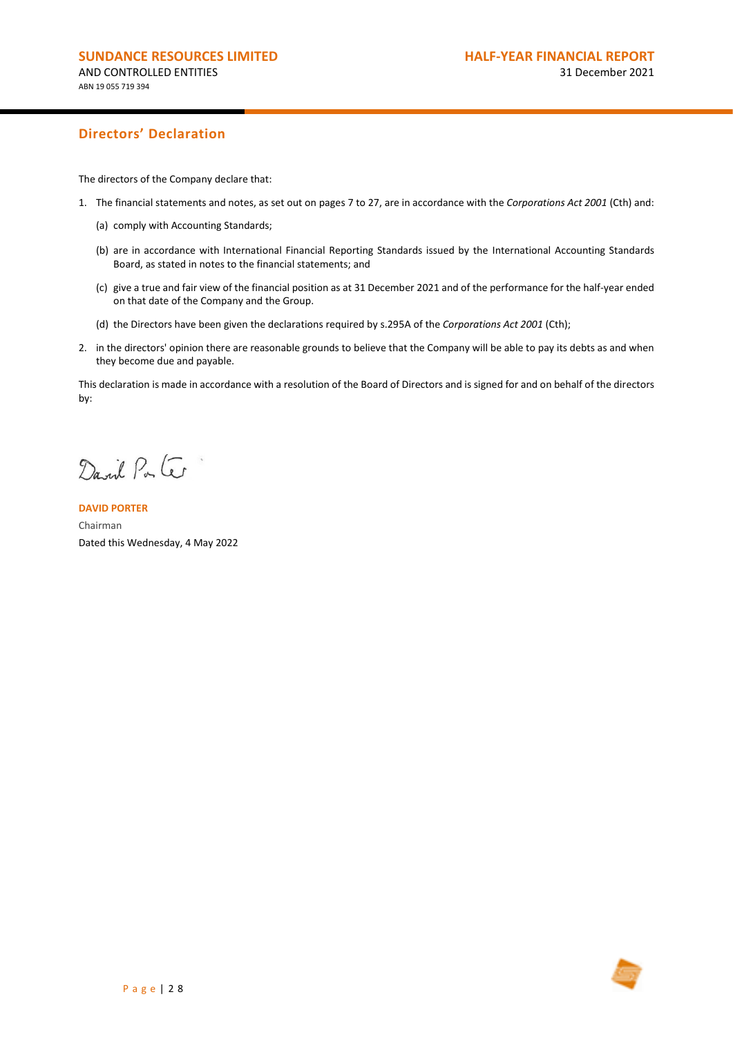## Directors' Declaration

The directors of the Company declare that:

1. The financial statements and notes, as set out on pages 7 to 27, are in accordance with the *Corporations Act 2001* (Cth) and:

   (a) comply with Accounting Standards;

   (b) are in accordance with International Financial Reporting Standards issued by the International Accounting Standards Board, as stated in notes to the financial statements; and

   (c) give a true and fair view of the financial position as at 31 December 2021 and of the performance for the half-year ended on that date of the Company and the Group.

   (d) the Directors have been given the declarations required by s.295A of the *Corporations Act 2001* (Cth);

2. in the directors' opinion there are reasonable grounds to believe that the Company will be able to pay its debts as and when they become due and payable.

This declaration is made in accordance with a resolution of the Board of Directors and is signed for and on behalf of the directors by:

**DAVID PORTER**
Chairman
Dated this Wednesday, 4 May 2022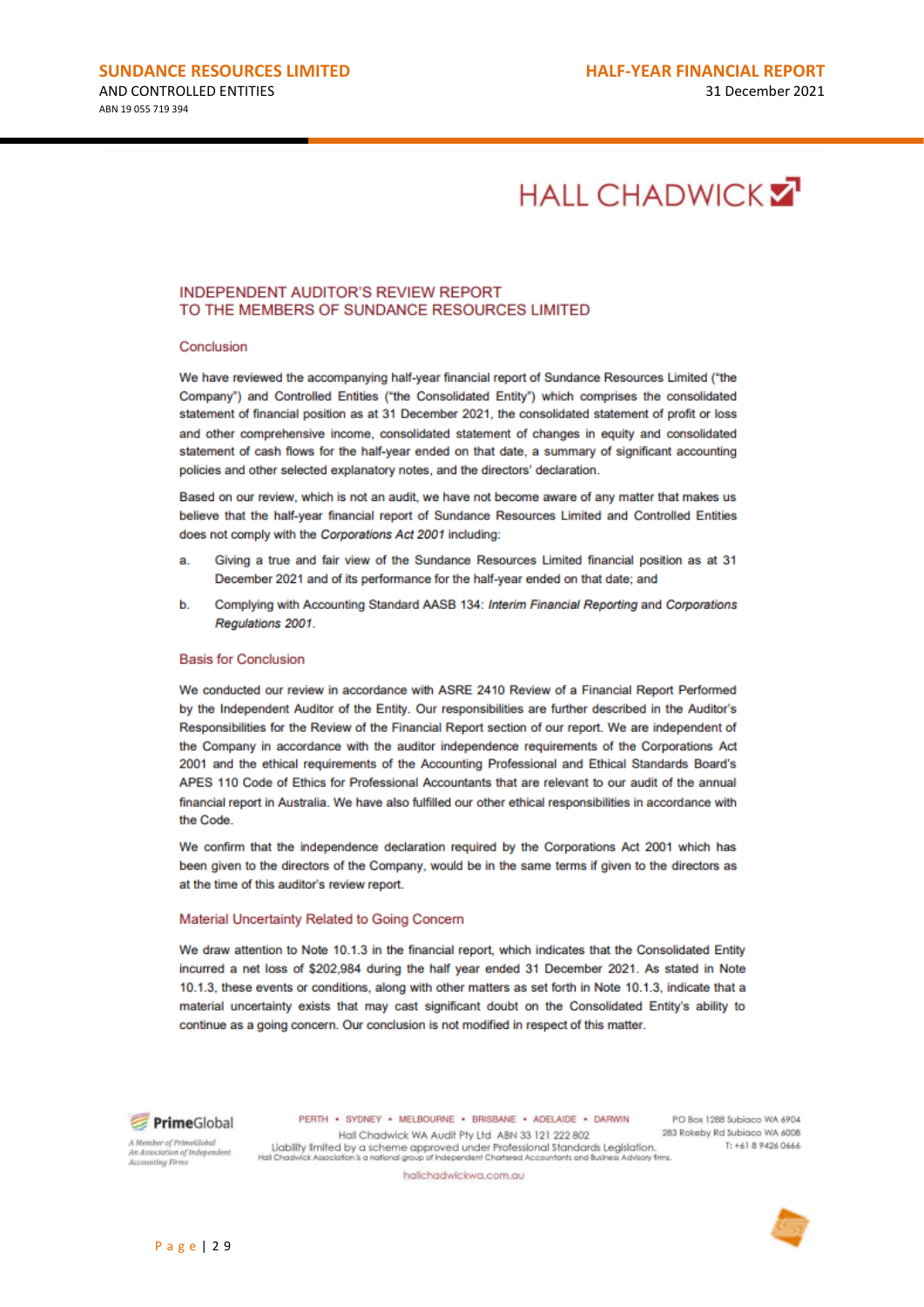HALL CHADWICK

# INDEPENDENT AUDITOR'S REVIEW REPORT
# TO THE MEMBERS OF SUNDANCE RESOURCES LIMITED

## Conclusion

We have reviewed the accompanying half-year financial report of Sundance Resources Limited ("the Company") and Controlled Entities ("the Consolidated Entity") which comprises the consolidated statement of financial position as at 31 December 2021, the consolidated statement of profit or loss and other comprehensive income, consolidated statement of changes in equity and consolidated statement of cash flows for the half-year ended on that date, a summary of significant accounting policies and other selected explanatory notes, and the directors' declaration.

Based on our review, which is not an audit, we have not become aware of any matter that makes us believe that the half-year financial report of Sundance Resources Limited and Controlled Entities does not comply with the *Corporations Act 2001* including:

a. Giving a true and fair view of the Sundance Resources Limited financial position as at 31 December 2021 and of its performance for the half-year ended on that date; and

b. Complying with Accounting Standard AASB 134: *Interim Financial Reporting* and *Corporations Regulations 2001*.

## Basis for Conclusion

We conducted our review in accordance with ASRE 2410 Review of a Financial Report Performed by the Independent Auditor of the Entity. Our responsibilities are further described in the Auditor's Responsibilities for the Review of the Financial Report section of our report. We are independent of the Company in accordance with the auditor independence requirements of the Corporations Act 2001 and the ethical requirements of the Accounting Professional and Ethical Standards Board's APES 110 Code of Ethics for Professional Accountants that are relevant to our audit of the annual financial report in Australia. We have also fulfilled our other ethical responsibilities in accordance with the Code.

We confirm that the independence declaration required by the Corporations Act 2001 which has been given to the directors of the Company, would be in the same terms if given to the directors as at the time of this auditor's review report.

## Material Uncertainty Related to Going Concern

We draw attention to Note 10.1.3 in the financial report, which indicates that the Consolidated Entity incurred a net loss of $202,984 during the half year ended 31 December 2021. As stated in Note 10.1.3, these events or conditions, along with other matters as set forth in Note 10.1.3, indicate that a material uncertainty exists that may cast significant doubt on the Consolidated Entity's ability to continue as a going concern. Our conclusion is not modified in respect of this matter.

PrimeGlobal
A Member of PrimeGlobal
An Association of Independent Accounting Firms

PERTH • SYDNEY • MELBOURNE • BRISBANE • ADELAIDE • DARWIN

Hall Chadwick WA Audit Pty Ltd ABN 33 121 222 802
Liability limited by a scheme approved under Professional Standards Legislation.
Hall Chadwick Association is a national group of independent Chartered Accountants and Business Advisory firms.

PO Box 1288 Subiaco WA 6904
283 Rokeby Rd Subiaco WA 6008
T: +61 8 9426 0666

hallchadwickwa.com.au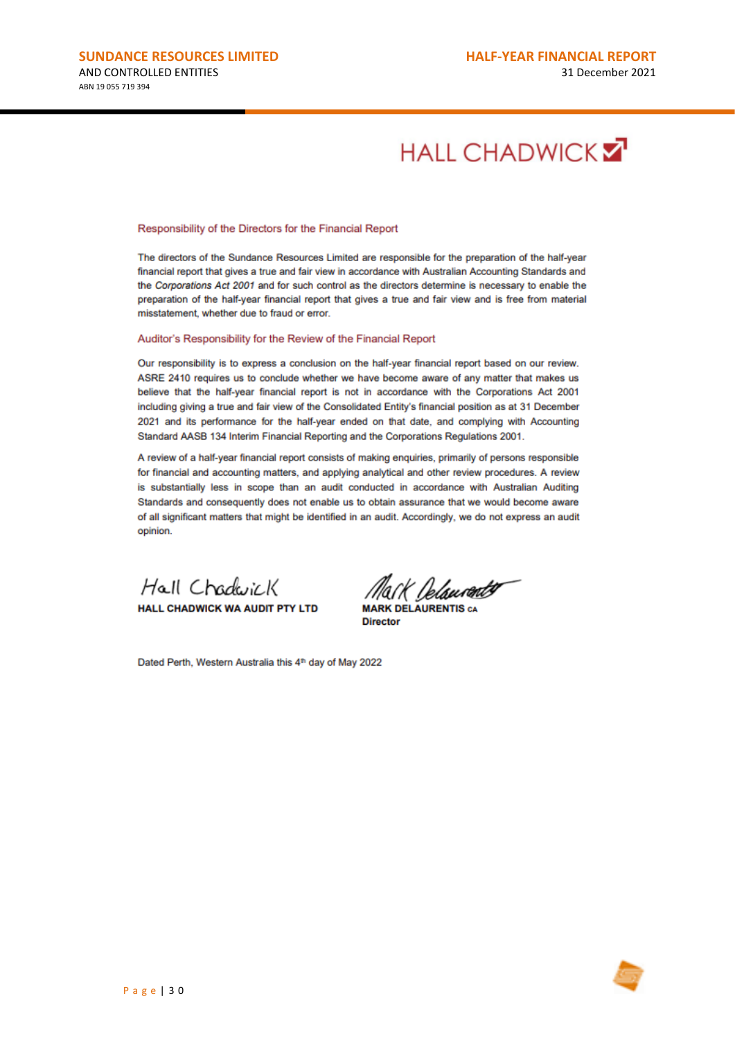HALL CHADWICK

### Responsibility of the Directors for the Financial Report

The directors of the Sundance Resources Limited are responsible for the preparation of the half-year financial report that gives a true and fair view in accordance with Australian Accounting Standards and the *Corporations Act 2001* and for such control as the directors determine is necessary to enable the preparation of the half-year financial report that gives a true and fair view and is free from material misstatement, whether due to fraud or error.

### Auditor's Responsibility for the Review of the Financial Report

Our responsibility is to express a conclusion on the half-year financial report based on our review. ASRE 2410 requires us to conclude whether we have become aware of any matter that makes us believe that the half-year financial report is not in accordance with the Corporations Act 2001 including giving a true and fair view of the Consolidated Entity's financial position as at 31 December 2021 and its performance for the half-year ended on that date, and complying with Accounting Standard AASB 134 Interim Financial Reporting and the Corporations Regulations 2001.

A review of a half-year financial report consists of making enquiries, primarily of persons responsible for financial and accounting matters, and applying analytical and other review procedures. A review is substantially less in scope than an audit conducted in accordance with Australian Auditing Standards and consequently does not enable us to obtain assurance that we would become aware of all significant matters that might be identified in an audit. Accordingly, we do not express an audit opinion.

Hall Chadwick
**HALL CHADWICK WA AUDIT PTY LTD**

Mark Delaurentis
**MARK DELAURENTIS CA**
**Director**

Dated Perth, Western Australia this 4th day of May 2022